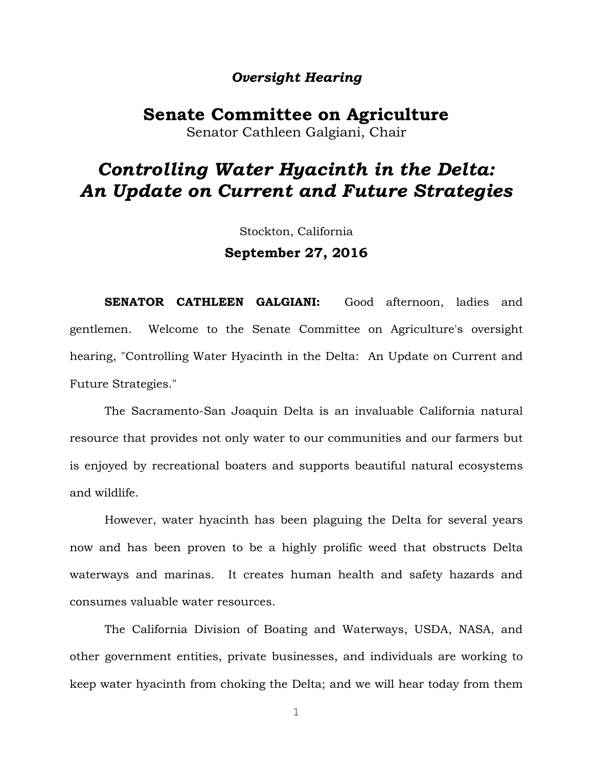*Oversight Hearing*

# Senate Committee on Agriculture

Senator Cathleen Galgiani, Chair

## *Controlling Water Hyacinth in the Delta: An Update on Current and Future Strategies*

Stockton, California

**September 27, 2016**

**SENATOR CATHLEEN GALGIANI:** Good afternoon, ladies and gentlemen. Welcome to the Senate Committee on Agriculture's oversight hearing, "Controlling Water Hyacinth in the Delta: An Update on Current and Future Strategies."

The Sacramento-San Joaquin Delta is an invaluable California natural resource that provides not only water to our communities and our farmers but is enjoyed by recreational boaters and supports beautiful natural ecosystems and wildlife.

However, water hyacinth has been plaguing the Delta for several years now and has been proven to be a highly prolific weed that obstructs Delta waterways and marinas. It creates human health and safety hazards and consumes valuable water resources.

The California Division of Boating and Waterways, USDA, NASA, and other government entities, private businesses, and individuals are working to keep water hyacinth from choking the Delta; and we will hear today from them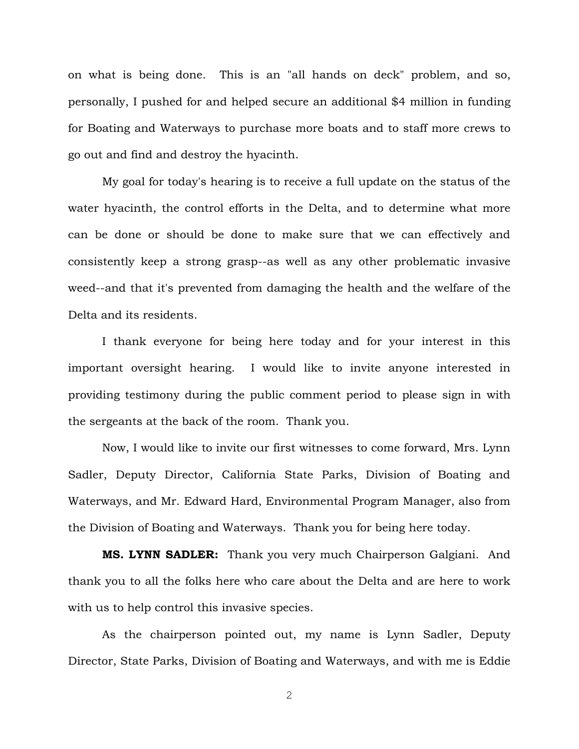on what is being done. This is an "all hands on deck" problem, and so, personally, I pushed for and helped secure an additional $4 million in funding for Boating and Waterways to purchase more boats and to staff more crews to go out and find and destroy the hyacinth.

My goal for today's hearing is to receive a full update on the status of the water hyacinth, the control efforts in the Delta, and to determine what more can be done or should be done to make sure that we can effectively and consistently keep a strong grasp--as well as any other problematic invasive weed--and that it's prevented from damaging the health and the welfare of the Delta and its residents.

I thank everyone for being here today and for your interest in this important oversight hearing. I would like to invite anyone interested in providing testimony during the public comment period to please sign in with the sergeants at the back of the room. Thank you.

Now, I would like to invite our first witnesses to come forward, Mrs. Lynn Sadler, Deputy Director, California State Parks, Division of Boating and Waterways, and Mr. Edward Hard, Environmental Program Manager, also from the Division of Boating and Waterways. Thank you for being here today.

**MS. LYNN SADLER:** Thank you very much Chairperson Galgiani. And thank you to all the folks here who care about the Delta and are here to work with us to help control this invasive species.

As the chairperson pointed out, my name is Lynn Sadler, Deputy Director, State Parks, Division of Boating and Waterways, and with me is Eddie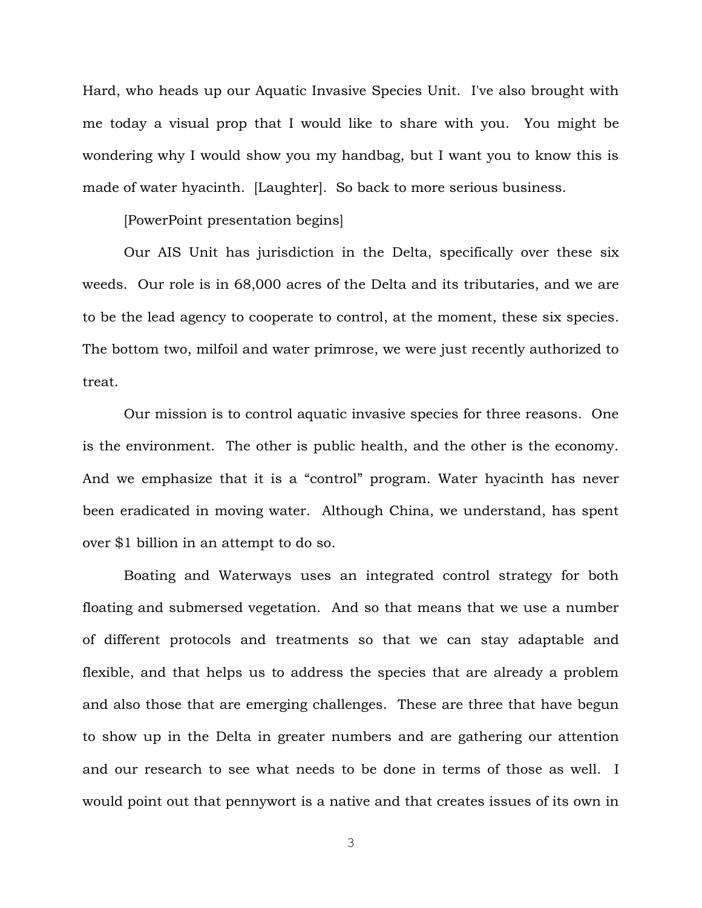Hard, who heads up our Aquatic Invasive Species Unit. I've also brought with me today a visual prop that I would like to share with you. You might be wondering why I would show you my handbag, but I want you to know this is made of water hyacinth. [Laughter]. So back to more serious business.

[PowerPoint presentation begins]

Our AIS Unit has jurisdiction in the Delta, specifically over these six weeds. Our role is in 68,000 acres of the Delta and its tributaries, and we are to be the lead agency to cooperate to control, at the moment, these six species. The bottom two, milfoil and water primrose, we were just recently authorized to treat.

Our mission is to control aquatic invasive species for three reasons. One is the environment. The other is public health, and the other is the economy. And we emphasize that it is a "control" program. Water hyacinth has never been eradicated in moving water. Although China, we understand, has spent over $1 billion in an attempt to do so.

Boating and Waterways uses an integrated control strategy for both floating and submersed vegetation. And so that means that we use a number of different protocols and treatments so that we can stay adaptable and flexible, and that helps us to address the species that are already a problem and also those that are emerging challenges. These are three that have begun to show up in the Delta in greater numbers and are gathering our attention and our research to see what needs to be done in terms of those as well. I would point out that pennywort is a native and that creates issues of its own in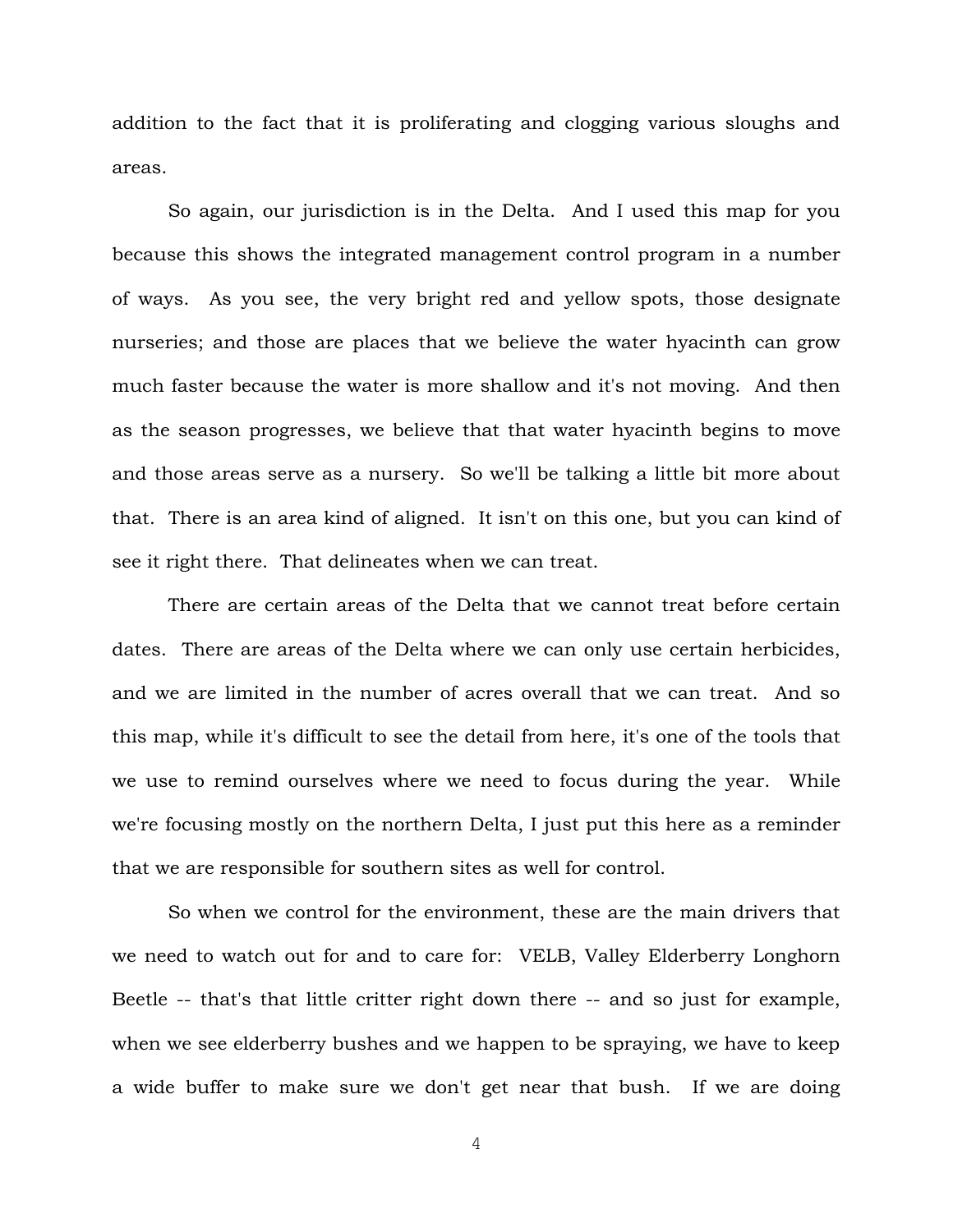addition to the fact that it is proliferating and clogging various sloughs and areas.

So again, our jurisdiction is in the Delta. And I used this map for you because this shows the integrated management control program in a number of ways. As you see, the very bright red and yellow spots, those designate nurseries; and those are places that we believe the water hyacinth can grow much faster because the water is more shallow and it's not moving. And then as the season progresses, we believe that that water hyacinth begins to move and those areas serve as a nursery. So we'll be talking a little bit more about that. There is an area kind of aligned. It isn't on this one, but you can kind of see it right there. That delineates when we can treat.

There are certain areas of the Delta that we cannot treat before certain dates. There are areas of the Delta where we can only use certain herbicides, and we are limited in the number of acres overall that we can treat. And so this map, while it's difficult to see the detail from here, it's one of the tools that we use to remind ourselves where we need to focus during the year. While we're focusing mostly on the northern Delta, I just put this here as a reminder that we are responsible for southern sites as well for control.

So when we control for the environment, these are the main drivers that we need to watch out for and to care for: VELB, Valley Elderberry Longhorn Beetle -- that's that little critter right down there -- and so just for example, when we see elderberry bushes and we happen to be spraying, we have to keep a wide buffer to make sure we don't get near that bush. If we are doing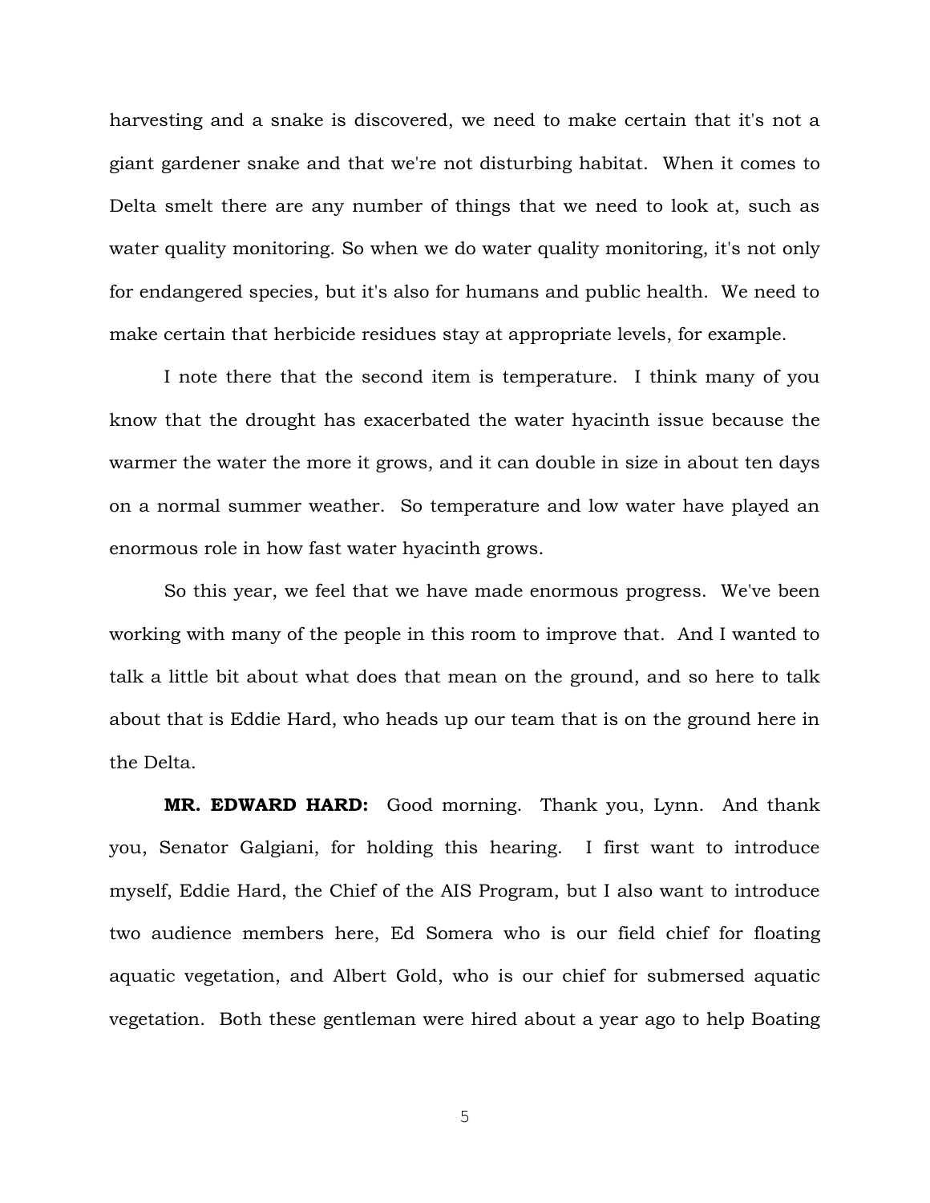harvesting and a snake is discovered, we need to make certain that it's not a giant gardener snake and that we're not disturbing habitat. When it comes to Delta smelt there are any number of things that we need to look at, such as water quality monitoring. So when we do water quality monitoring, it's not only for endangered species, but it's also for humans and public health. We need to make certain that herbicide residues stay at appropriate levels, for example.

I note there that the second item is temperature. I think many of you know that the drought has exacerbated the water hyacinth issue because the warmer the water the more it grows, and it can double in size in about ten days on a normal summer weather. So temperature and low water have played an enormous role in how fast water hyacinth grows.

So this year, we feel that we have made enormous progress. We've been working with many of the people in this room to improve that. And I wanted to talk a little bit about what does that mean on the ground, and so here to talk about that is Eddie Hard, who heads up our team that is on the ground here in the Delta.

**MR. EDWARD HARD:** Good morning. Thank you, Lynn. And thank you, Senator Galgiani, for holding this hearing. I first want to introduce myself, Eddie Hard, the Chief of the AIS Program, but I also want to introduce two audience members here, Ed Somera who is our field chief for floating aquatic vegetation, and Albert Gold, who is our chief for submersed aquatic vegetation. Both these gentleman were hired about a year ago to help Boating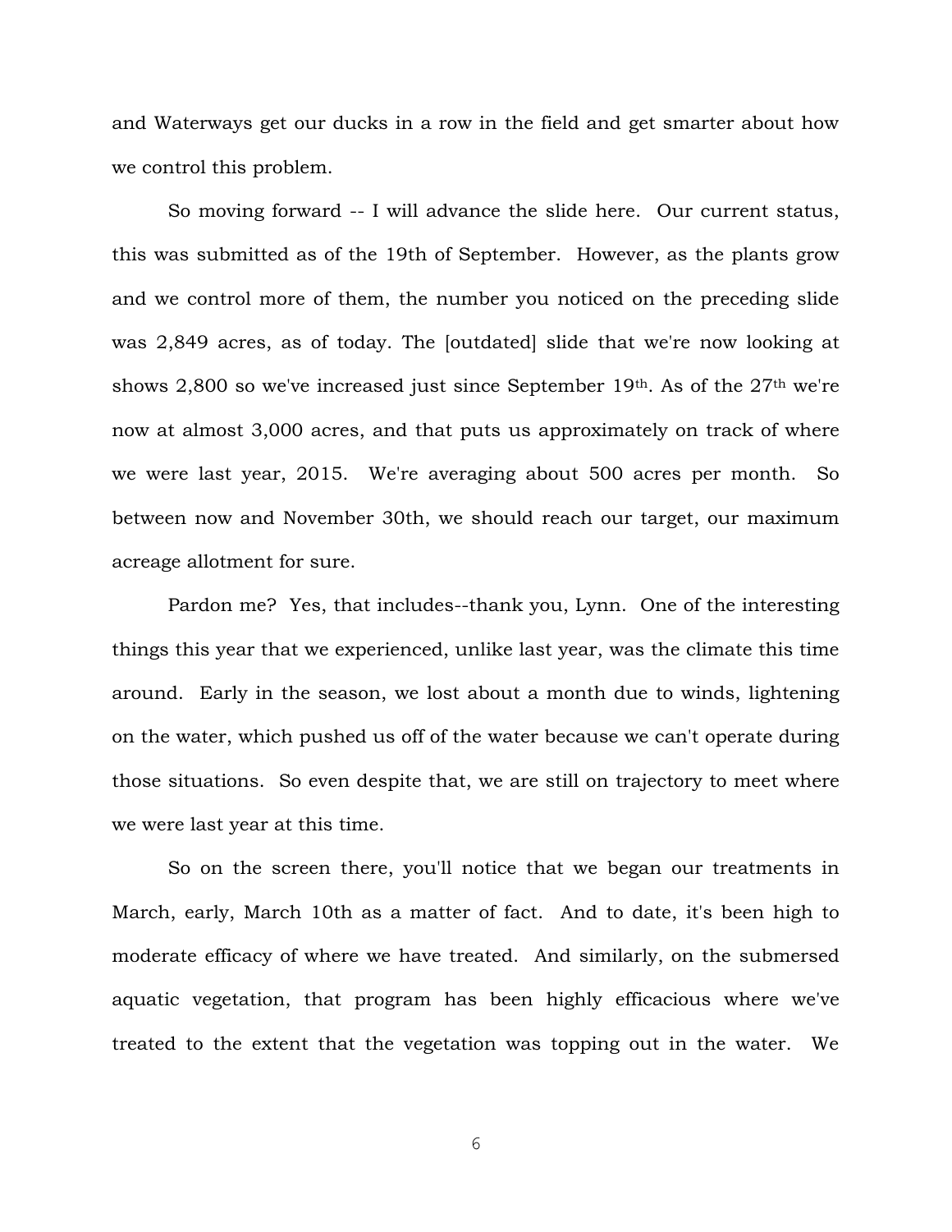and Waterways get our ducks in a row in the field and get smarter about how we control this problem.

So moving forward -- I will advance the slide here. Our current status, this was submitted as of the 19th of September. However, as the plants grow and we control more of them, the number you noticed on the preceding slide was 2,849 acres, as of today. The [outdated] slide that we're now looking at shows 2,800 so we've increased just since September 19th. As of the 27th we're now at almost 3,000 acres, and that puts us approximately on track of where we were last year, 2015. We're averaging about 500 acres per month. So between now and November 30th, we should reach our target, our maximum acreage allotment for sure.

Pardon me? Yes, that includes--thank you, Lynn. One of the interesting things this year that we experienced, unlike last year, was the climate this time around. Early in the season, we lost about a month due to winds, lightening on the water, which pushed us off of the water because we can't operate during those situations. So even despite that, we are still on trajectory to meet where we were last year at this time.

So on the screen there, you'll notice that we began our treatments in March, early, March 10th as a matter of fact. And to date, it's been high to moderate efficacy of where we have treated. And similarly, on the submersed aquatic vegetation, that program has been highly efficacious where we've treated to the extent that the vegetation was topping out in the water. We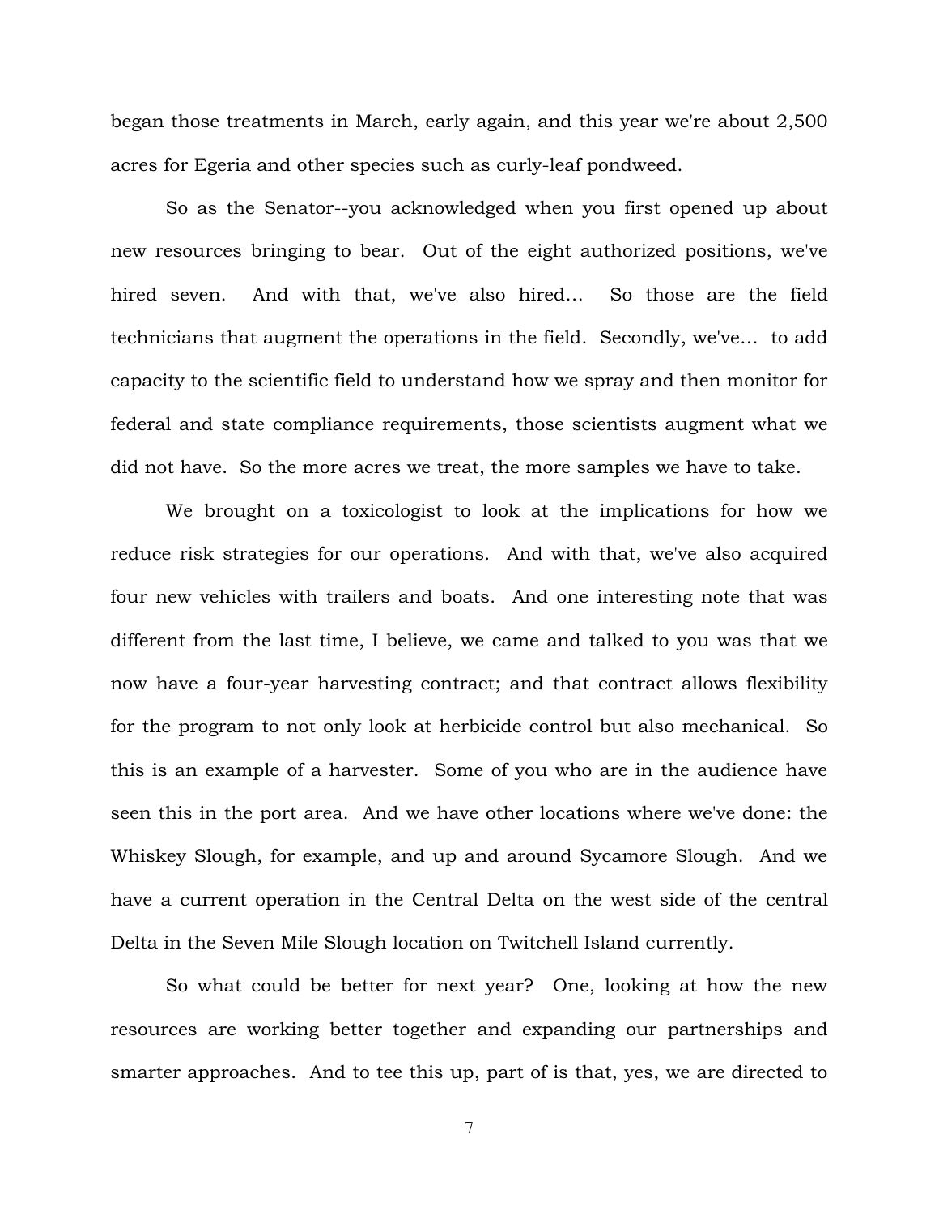began those treatments in March, early again, and this year we're about 2,500 acres for Egeria and other species such as curly-leaf pondweed.

So as the Senator--you acknowledged when you first opened up about new resources bringing to bear. Out of the eight authorized positions, we've hired seven. And with that, we've also hired... So those are the field technicians that augment the operations in the field. Secondly, we've... to add capacity to the scientific field to understand how we spray and then monitor for federal and state compliance requirements, those scientists augment what we did not have. So the more acres we treat, the more samples we have to take.

We brought on a toxicologist to look at the implications for how we reduce risk strategies for our operations. And with that, we've also acquired four new vehicles with trailers and boats. And one interesting note that was different from the last time, I believe, we came and talked to you was that we now have a four-year harvesting contract; and that contract allows flexibility for the program to not only look at herbicide control but also mechanical. So this is an example of a harvester. Some of you who are in the audience have seen this in the port area. And we have other locations where we've done: the Whiskey Slough, for example, and up and around Sycamore Slough. And we have a current operation in the Central Delta on the west side of the central Delta in the Seven Mile Slough location on Twitchell Island currently.

So what could be better for next year? One, looking at how the new resources are working better together and expanding our partnerships and smarter approaches. And to tee this up, part of is that, yes, we are directed to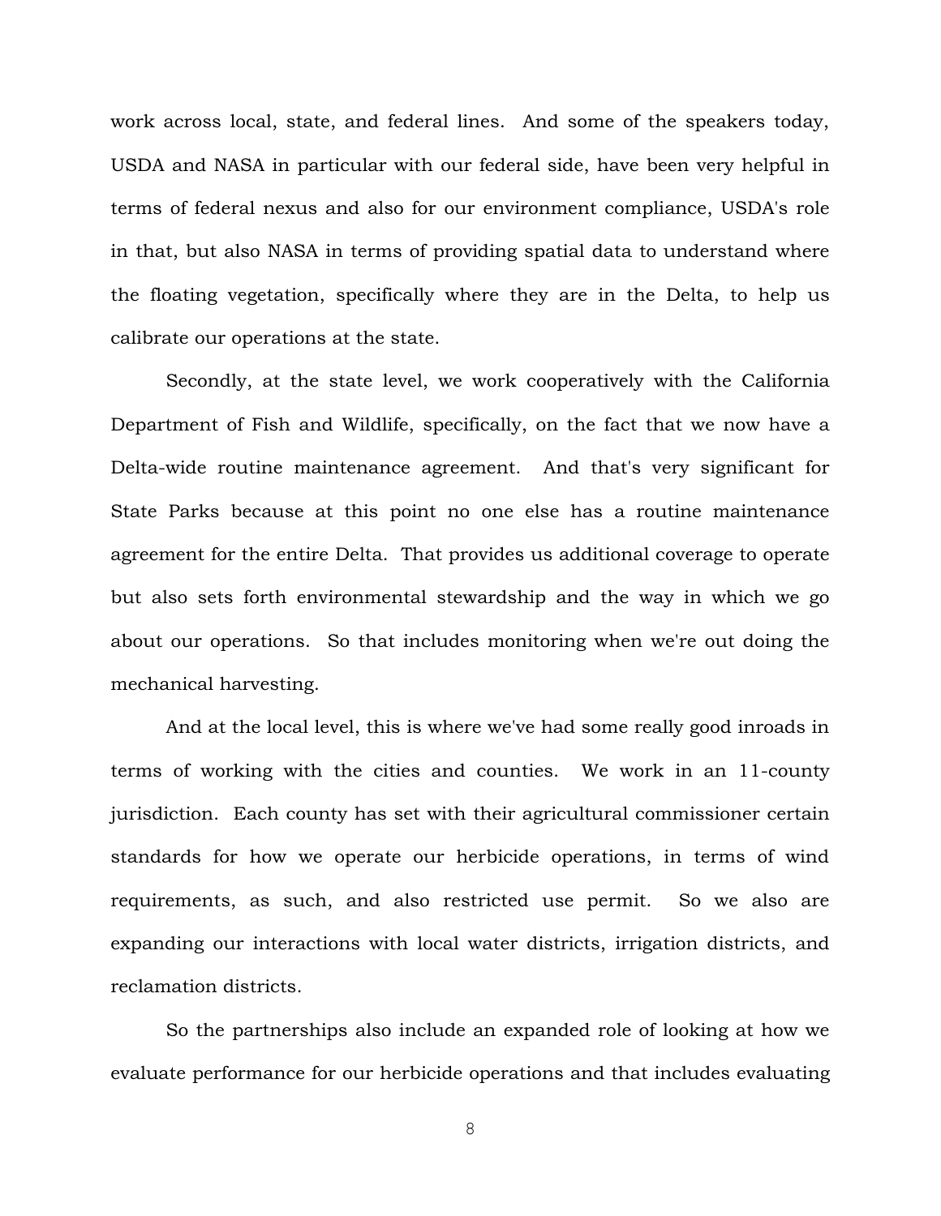work across local, state, and federal lines. And some of the speakers today, USDA and NASA in particular with our federal side, have been very helpful in terms of federal nexus and also for our environment compliance, USDA's role in that, but also NASA in terms of providing spatial data to understand where the floating vegetation, specifically where they are in the Delta, to help us calibrate our operations at the state.

Secondly, at the state level, we work cooperatively with the California Department of Fish and Wildlife, specifically, on the fact that we now have a Delta-wide routine maintenance agreement. And that's very significant for State Parks because at this point no one else has a routine maintenance agreement for the entire Delta. That provides us additional coverage to operate but also sets forth environmental stewardship and the way in which we go about our operations. So that includes monitoring when we're out doing the mechanical harvesting.

And at the local level, this is where we've had some really good inroads in terms of working with the cities and counties. We work in an 11-county jurisdiction. Each county has set with their agricultural commissioner certain standards for how we operate our herbicide operations, in terms of wind requirements, as such, and also restricted use permit. So we also are expanding our interactions with local water districts, irrigation districts, and reclamation districts.

So the partnerships also include an expanded role of looking at how we evaluate performance for our herbicide operations and that includes evaluating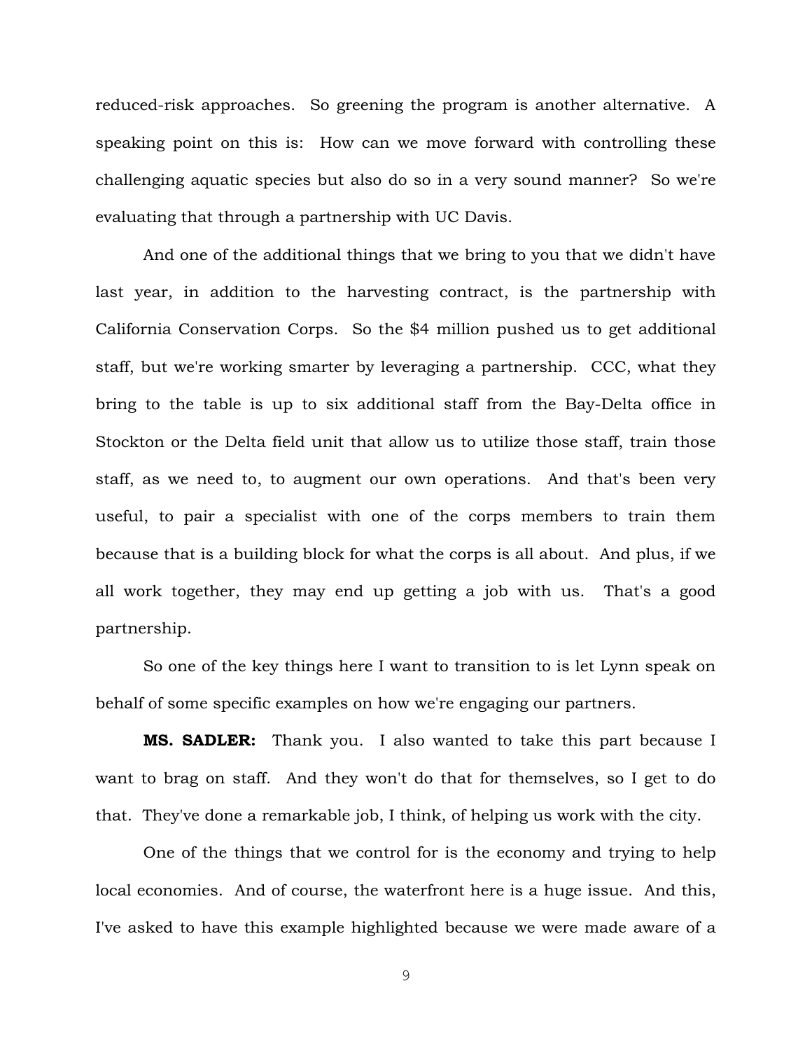reduced-risk approaches. So greening the program is another alternative. A speaking point on this is: How can we move forward with controlling these challenging aquatic species but also do so in a very sound manner? So we're evaluating that through a partnership with UC Davis.

And one of the additional things that we bring to you that we didn't have last year, in addition to the harvesting contract, is the partnership with California Conservation Corps. So the $4 million pushed us to get additional staff, but we're working smarter by leveraging a partnership. CCC, what they bring to the table is up to six additional staff from the Bay-Delta office in Stockton or the Delta field unit that allow us to utilize those staff, train those staff, as we need to, to augment our own operations. And that's been very useful, to pair a specialist with one of the corps members to train them because that is a building block for what the corps is all about. And plus, if we all work together, they may end up getting a job with us. That's a good partnership.

So one of the key things here I want to transition to is let Lynn speak on behalf of some specific examples on how we're engaging our partners.

**MS. SADLER:** Thank you. I also wanted to take this part because I want to brag on staff. And they won't do that for themselves, so I get to do that. They've done a remarkable job, I think, of helping us work with the city.

One of the things that we control for is the economy and trying to help local economies. And of course, the waterfront here is a huge issue. And this, I've asked to have this example highlighted because we were made aware of a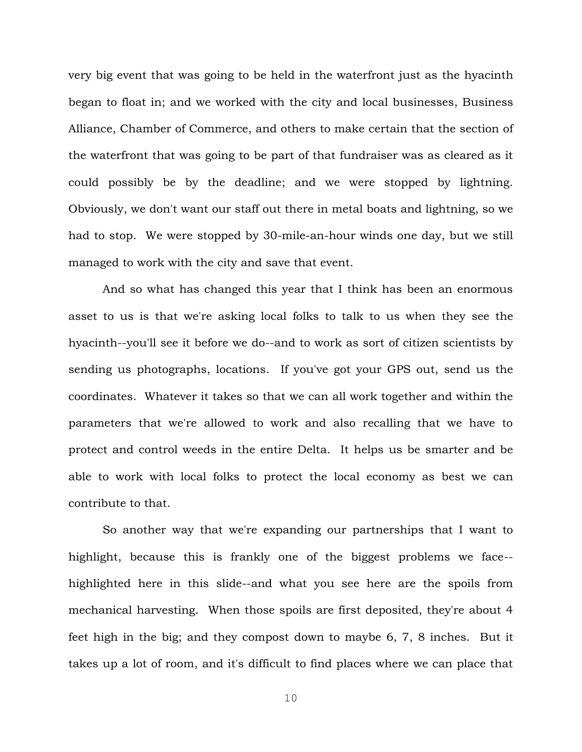very big event that was going to be held in the waterfront just as the hyacinth began to float in; and we worked with the city and local businesses, Business Alliance, Chamber of Commerce, and others to make certain that the section of the waterfront that was going to be part of that fundraiser was as cleared as it could possibly be by the deadline; and we were stopped by lightning. Obviously, we don't want our staff out there in metal boats and lightning, so we had to stop. We were stopped by 30-mile-an-hour winds one day, but we still managed to work with the city and save that event.

And so what has changed this year that I think has been an enormous asset to us is that we're asking local folks to talk to us when they see the hyacinth--you'll see it before we do--and to work as sort of citizen scientists by sending us photographs, locations. If you've got your GPS out, send us the coordinates. Whatever it takes so that we can all work together and within the parameters that we're allowed to work and also recalling that we have to protect and control weeds in the entire Delta. It helps us be smarter and be able to work with local folks to protect the local economy as best we can contribute to that.

So another way that we're expanding our partnerships that I want to highlight, because this is frankly one of the biggest problems we face--highlighted here in this slide--and what you see here are the spoils from mechanical harvesting. When those spoils are first deposited, they're about 4 feet high in the big; and they compost down to maybe 6, 7, 8 inches. But it takes up a lot of room, and it's difficult to find places where we can place that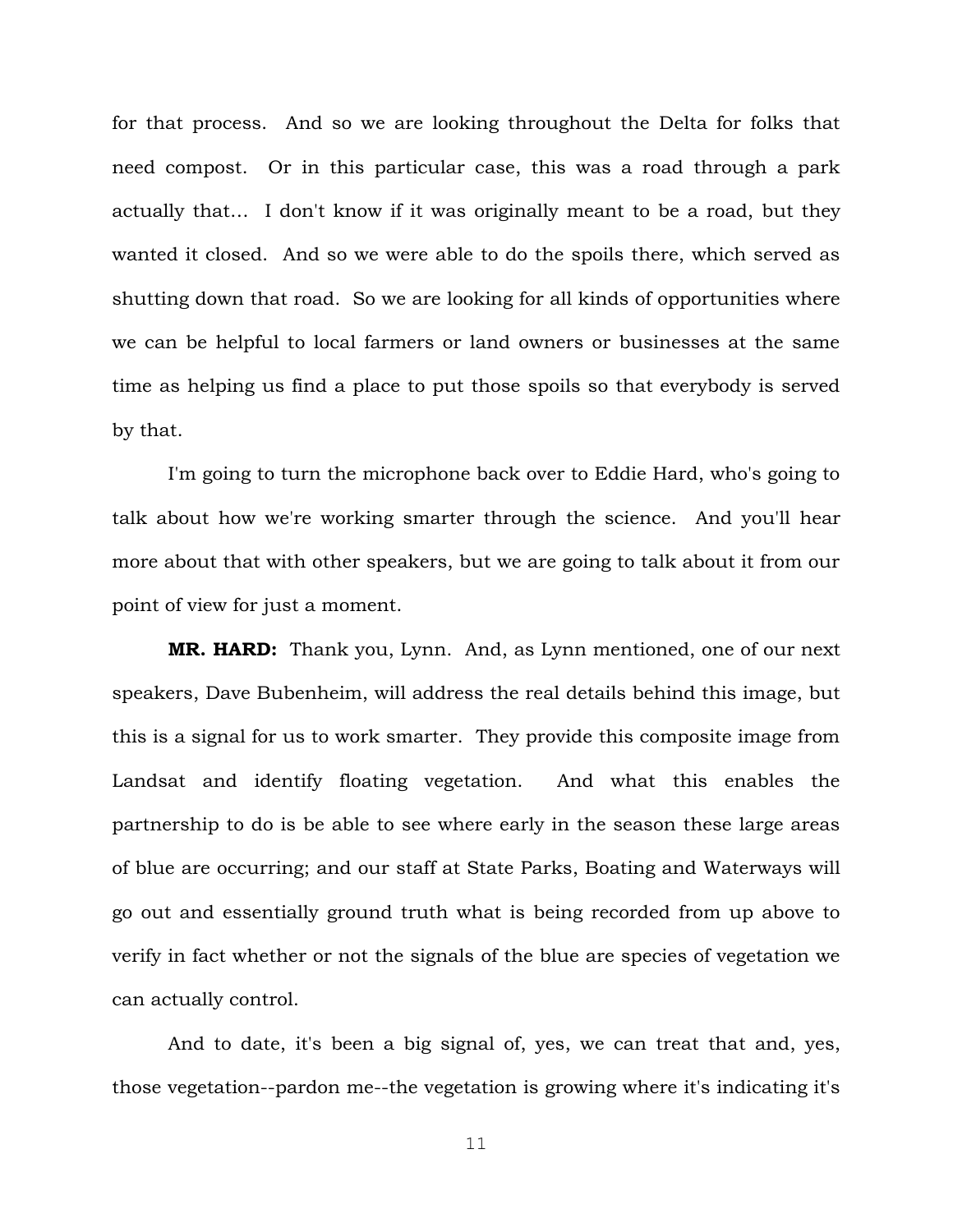for that process. And so we are looking throughout the Delta for folks that need compost. Or in this particular case, this was a road through a park actually that... I don't know if it was originally meant to be a road, but they wanted it closed. And so we were able to do the spoils there, which served as shutting down that road. So we are looking for all kinds of opportunities where we can be helpful to local farmers or land owners or businesses at the same time as helping us find a place to put those spoils so that everybody is served by that.

I'm going to turn the microphone back over to Eddie Hard, who's going to talk about how we're working smarter through the science. And you'll hear more about that with other speakers, but we are going to talk about it from our point of view for just a moment.

**MR. HARD:** Thank you, Lynn. And, as Lynn mentioned, one of our next speakers, Dave Bubenheim, will address the real details behind this image, but this is a signal for us to work smarter. They provide this composite image from Landsat and identify floating vegetation. And what this enables the partnership to do is be able to see where early in the season these large areas of blue are occurring; and our staff at State Parks, Boating and Waterways will go out and essentially ground truth what is being recorded from up above to verify in fact whether or not the signals of the blue are species of vegetation we can actually control.

And to date, it's been a big signal of, yes, we can treat that and, yes, those vegetation--pardon me--the vegetation is growing where it's indicating it's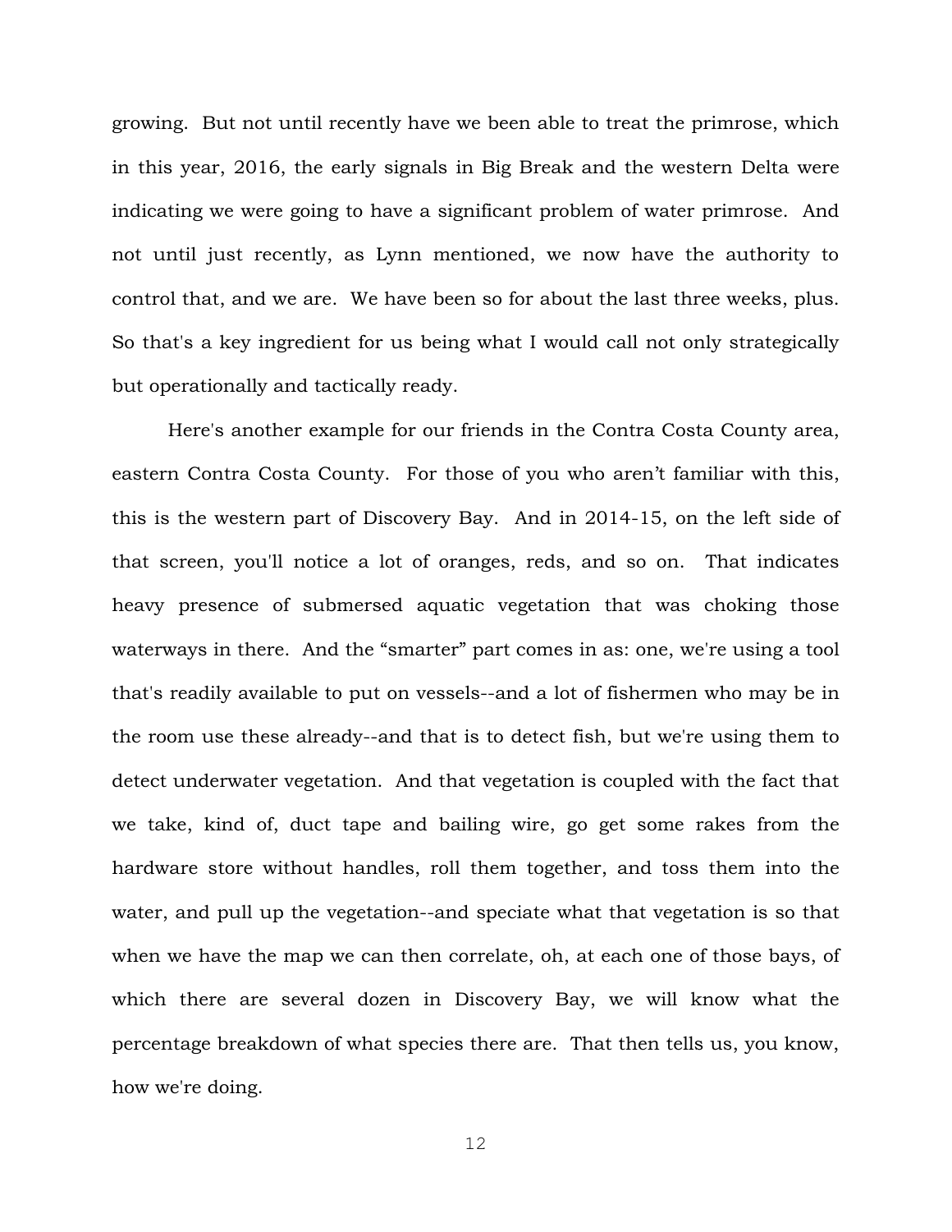growing. But not until recently have we been able to treat the primrose, which in this year, 2016, the early signals in Big Break and the western Delta were indicating we were going to have a significant problem of water primrose. And not until just recently, as Lynn mentioned, we now have the authority to control that, and we are. We have been so for about the last three weeks, plus. So that's a key ingredient for us being what I would call not only strategically but operationally and tactically ready.

Here's another example for our friends in the Contra Costa County area, eastern Contra Costa County. For those of you who aren't familiar with this, this is the western part of Discovery Bay. And in 2014-15, on the left side of that screen, you'll notice a lot of oranges, reds, and so on. That indicates heavy presence of submersed aquatic vegetation that was choking those waterways in there. And the "smarter" part comes in as: one, we're using a tool that's readily available to put on vessels--and a lot of fishermen who may be in the room use these already--and that is to detect fish, but we're using them to detect underwater vegetation. And that vegetation is coupled with the fact that we take, kind of, duct tape and bailing wire, go get some rakes from the hardware store without handles, roll them together, and toss them into the water, and pull up the vegetation--and speciate what that vegetation is so that when we have the map we can then correlate, oh, at each one of those bays, of which there are several dozen in Discovery Bay, we will know what the percentage breakdown of what species there are. That then tells us, you know, how we're doing.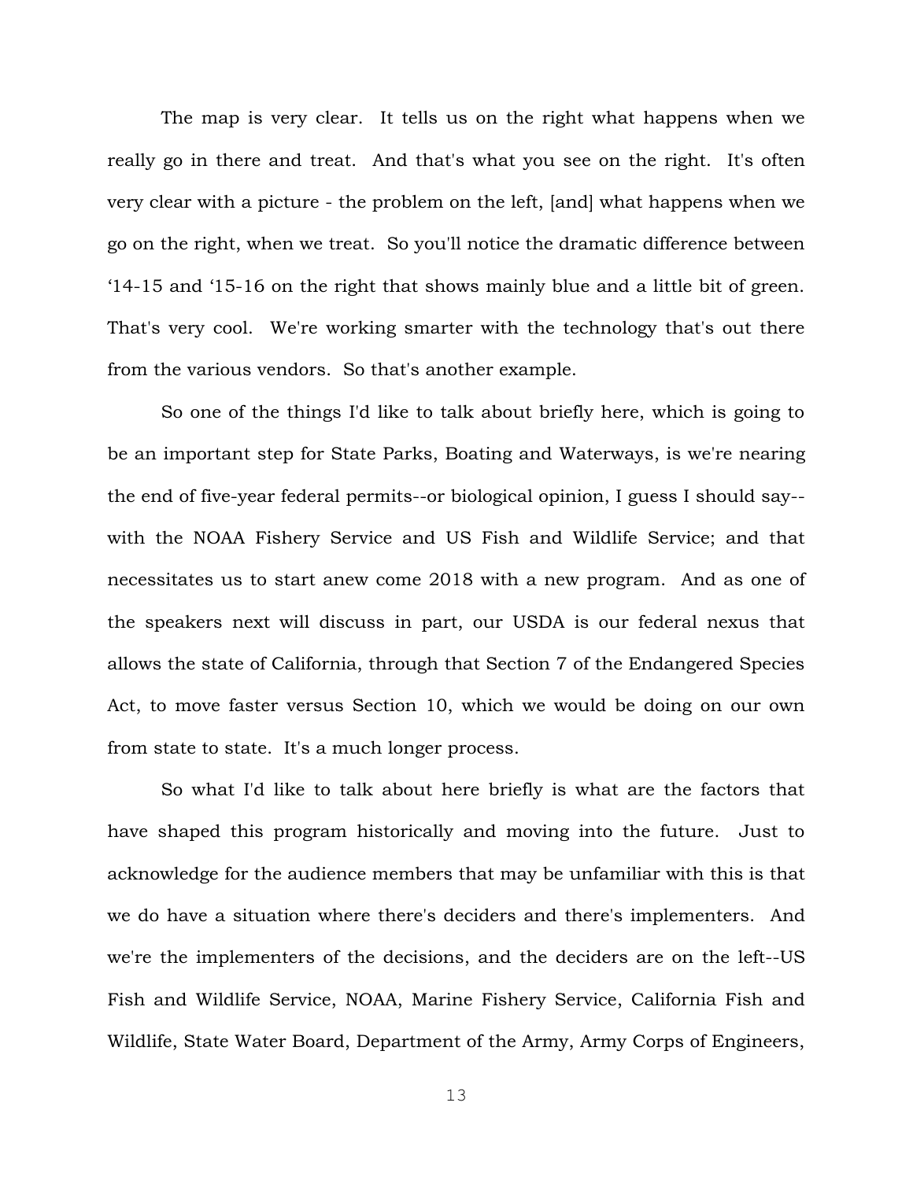The map is very clear. It tells us on the right what happens when we really go in there and treat. And that's what you see on the right. It's often very clear with a picture - the problem on the left, [and] what happens when we go on the right, when we treat. So you'll notice the dramatic difference between '14-15 and '15-16 on the right that shows mainly blue and a little bit of green. That's very cool. We're working smarter with the technology that's out there from the various vendors. So that's another example.

So one of the things I'd like to talk about briefly here, which is going to be an important step for State Parks, Boating and Waterways, is we're nearing the end of five-year federal permits--or biological opinion, I guess I should say--with the NOAA Fishery Service and US Fish and Wildlife Service; and that necessitates us to start anew come 2018 with a new program. And as one of the speakers next will discuss in part, our USDA is our federal nexus that allows the state of California, through that Section 7 of the Endangered Species Act, to move faster versus Section 10, which we would be doing on our own from state to state. It's a much longer process.

So what I'd like to talk about here briefly is what are the factors that have shaped this program historically and moving into the future. Just to acknowledge for the audience members that may be unfamiliar with this is that we do have a situation where there's deciders and there's implementers. And we're the implementers of the decisions, and the deciders are on the left--US Fish and Wildlife Service, NOAA, Marine Fishery Service, California Fish and Wildlife, State Water Board, Department of the Army, Army Corps of Engineers,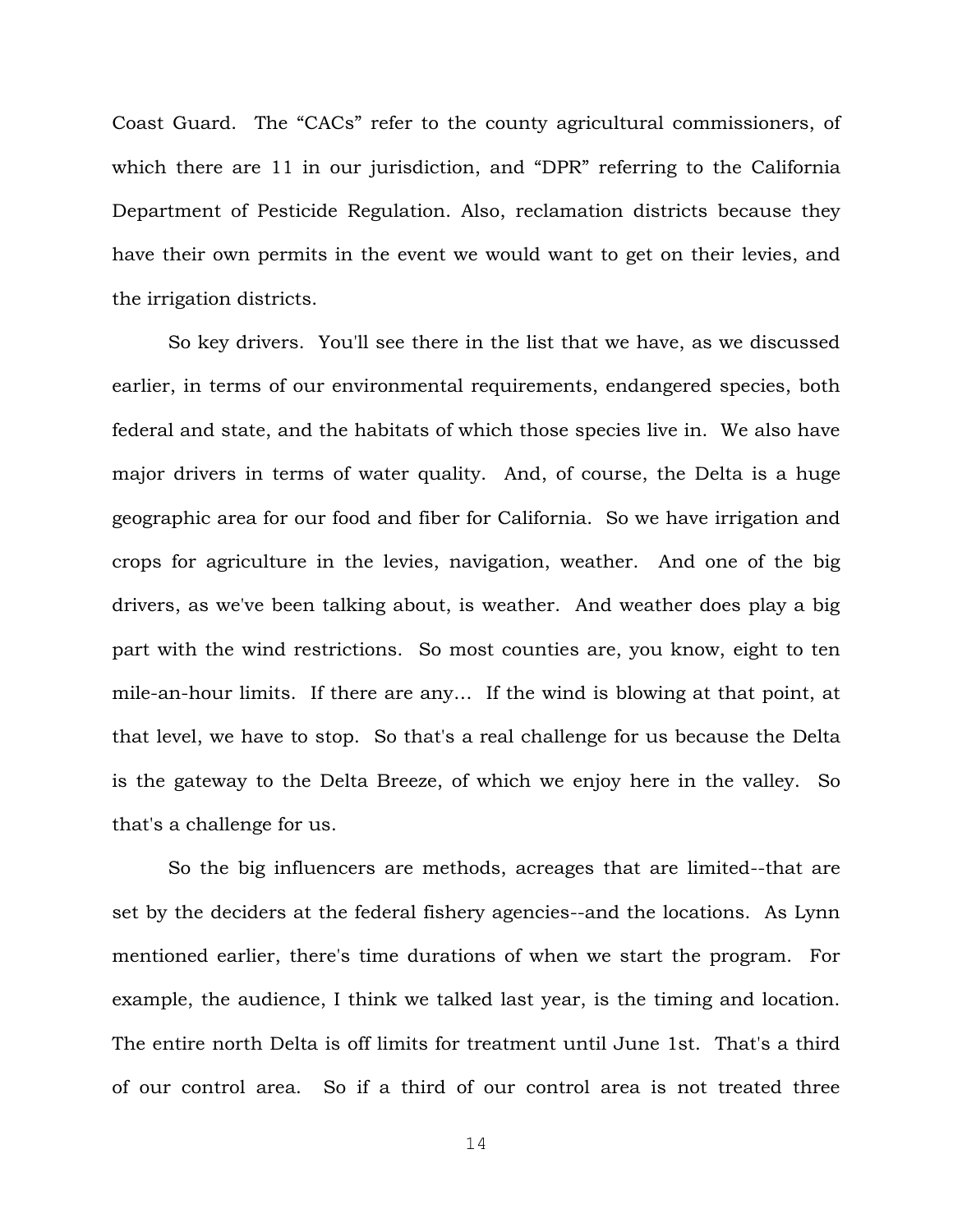Coast Guard. The “CACs” refer to the county agricultural commissioners, of which there are 11 in our jurisdiction, and “DPR” referring to the California Department of Pesticide Regulation. Also, reclamation districts because they have their own permits in the event we would want to get on their levies, and the irrigation districts.

So key drivers. You'll see there in the list that we have, as we discussed earlier, in terms of our environmental requirements, endangered species, both federal and state, and the habitats of which those species live in. We also have major drivers in terms of water quality. And, of course, the Delta is a huge geographic area for our food and fiber for California. So we have irrigation and crops for agriculture in the levies, navigation, weather. And one of the big drivers, as we've been talking about, is weather. And weather does play a big part with the wind restrictions. So most counties are, you know, eight to ten mile-an-hour limits. If there are any… If the wind is blowing at that point, at that level, we have to stop. So that's a real challenge for us because the Delta is the gateway to the Delta Breeze, of which we enjoy here in the valley. So that's a challenge for us.

So the big influencers are methods, acreages that are limited--that are set by the deciders at the federal fishery agencies--and the locations. As Lynn mentioned earlier, there's time durations of when we start the program. For example, the audience, I think we talked last year, is the timing and location. The entire north Delta is off limits for treatment until June 1st. That's a third of our control area. So if a third of our control area is not treated three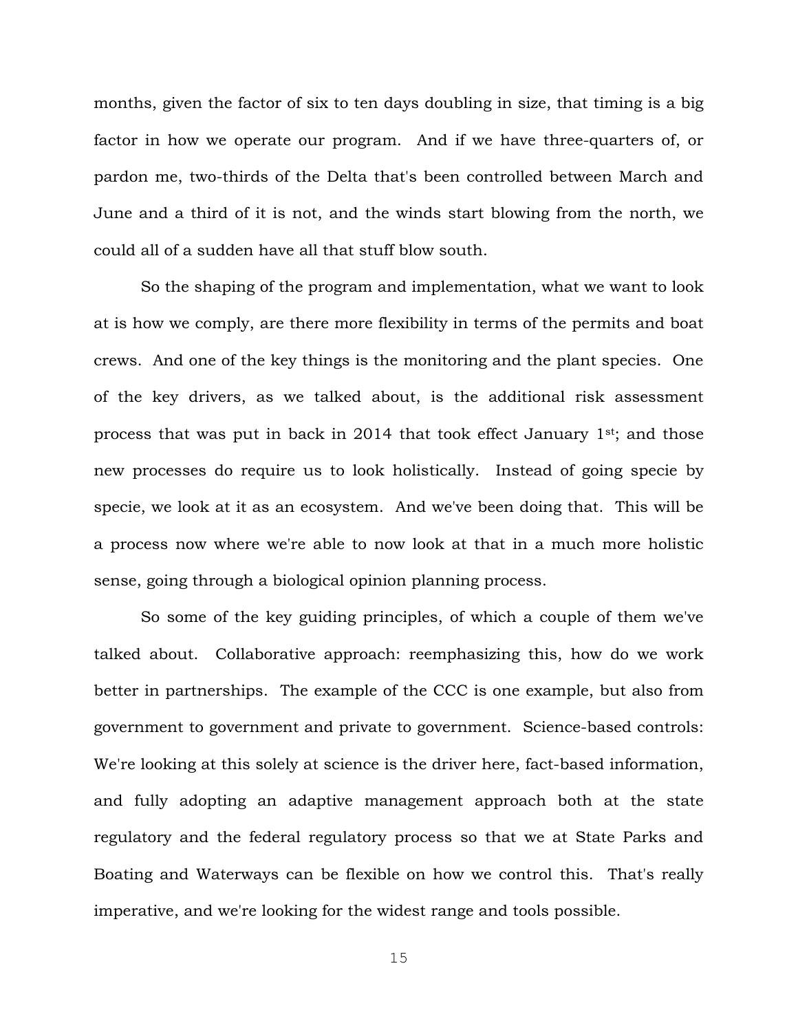months, given the factor of six to ten days doubling in size, that timing is a big factor in how we operate our program. And if we have three-quarters of, or pardon me, two-thirds of the Delta that's been controlled between March and June and a third of it is not, and the winds start blowing from the north, we could all of a sudden have all that stuff blow south.

So the shaping of the program and implementation, what we want to look at is how we comply, are there more flexibility in terms of the permits and boat crews. And one of the key things is the monitoring and the plant species. One of the key drivers, as we talked about, is the additional risk assessment process that was put in back in 2014 that took effect January 1st; and those new processes do require us to look holistically. Instead of going specie by specie, we look at it as an ecosystem. And we've been doing that. This will be a process now where we're able to now look at that in a much more holistic sense, going through a biological opinion planning process.

So some of the key guiding principles, of which a couple of them we've talked about. Collaborative approach: reemphasizing this, how do we work better in partnerships. The example of the CCC is one example, but also from government to government and private to government. Science-based controls: We're looking at this solely at science is the driver here, fact-based information, and fully adopting an adaptive management approach both at the state regulatory and the federal regulatory process so that we at State Parks and Boating and Waterways can be flexible on how we control this. That's really imperative, and we're looking for the widest range and tools possible.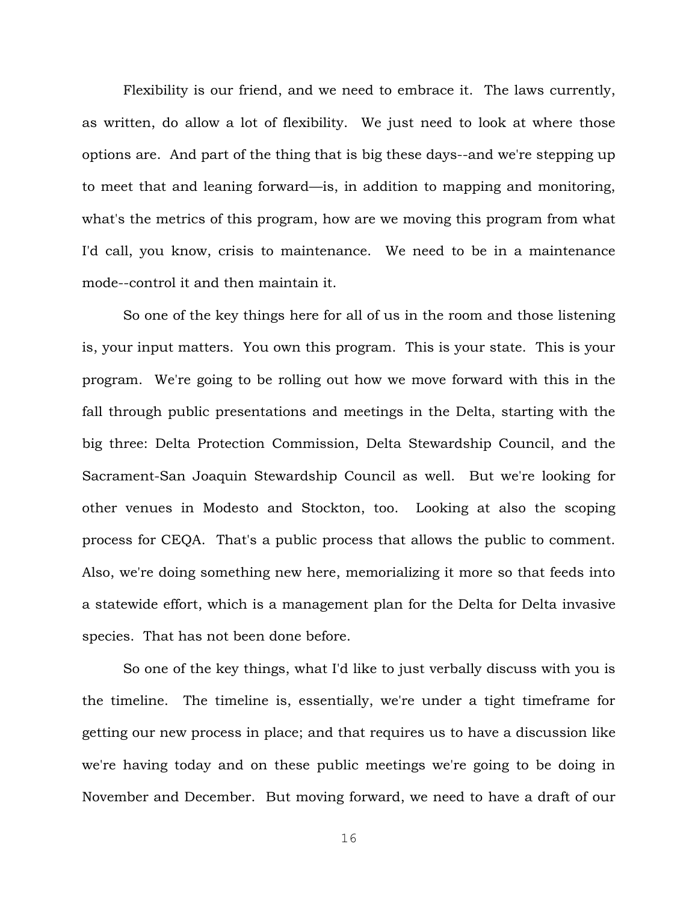Flexibility is our friend, and we need to embrace it. The laws currently, as written, do allow a lot of flexibility. We just need to look at where those options are. And part of the thing that is big these days--and we're stepping up to meet that and leaning forward—is, in addition to mapping and monitoring, what's the metrics of this program, how are we moving this program from what I'd call, you know, crisis to maintenance. We need to be in a maintenance mode--control it and then maintain it.

So one of the key things here for all of us in the room and those listening is, your input matters. You own this program. This is your state. This is your program. We're going to be rolling out how we move forward with this in the fall through public presentations and meetings in the Delta, starting with the big three: Delta Protection Commission, Delta Stewardship Council, and the Sacrament-San Joaquin Stewardship Council as well. But we're looking for other venues in Modesto and Stockton, too. Looking at also the scoping process for CEQA. That's a public process that allows the public to comment. Also, we're doing something new here, memorializing it more so that feeds into a statewide effort, which is a management plan for the Delta for Delta invasive species. That has not been done before.

So one of the key things, what I'd like to just verbally discuss with you is the timeline. The timeline is, essentially, we're under a tight timeframe for getting our new process in place; and that requires us to have a discussion like we're having today and on these public meetings we're going to be doing in November and December. But moving forward, we need to have a draft of our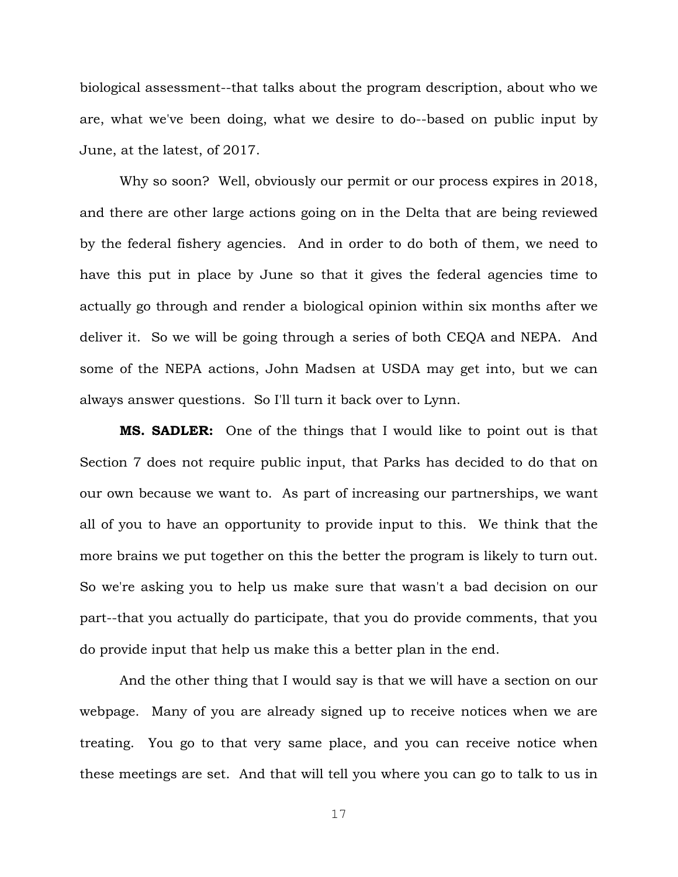biological assessment--that talks about the program description, about who we are, what we've been doing, what we desire to do--based on public input by June, at the latest, of 2017.

Why so soon? Well, obviously our permit or our process expires in 2018, and there are other large actions going on in the Delta that are being reviewed by the federal fishery agencies. And in order to do both of them, we need to have this put in place by June so that it gives the federal agencies time to actually go through and render a biological opinion within six months after we deliver it. So we will be going through a series of both CEQA and NEPA. And some of the NEPA actions, John Madsen at USDA may get into, but we can always answer questions. So I'll turn it back over to Lynn.

**MS. SADLER:** One of the things that I would like to point out is that Section 7 does not require public input, that Parks has decided to do that on our own because we want to. As part of increasing our partnerships, we want all of you to have an opportunity to provide input to this. We think that the more brains we put together on this the better the program is likely to turn out. So we're asking you to help us make sure that wasn't a bad decision on our part--that you actually do participate, that you do provide comments, that you do provide input that help us make this a better plan in the end.

And the other thing that I would say is that we will have a section on our webpage. Many of you are already signed up to receive notices when we are treating. You go to that very same place, and you can receive notice when these meetings are set. And that will tell you where you can go to talk to us in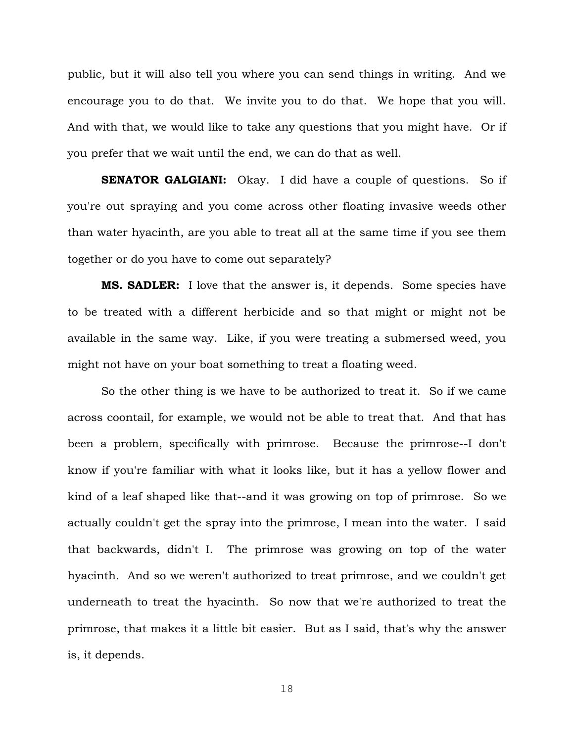public, but it will also tell you where you can send things in writing. And we encourage you to do that. We invite you to do that. We hope that you will. And with that, we would like to take any questions that you might have. Or if you prefer that we wait until the end, we can do that as well.

**SENATOR GALGIANI:** Okay. I did have a couple of questions. So if you're out spraying and you come across other floating invasive weeds other than water hyacinth, are you able to treat all at the same time if you see them together or do you have to come out separately?

**MS. SADLER:** I love that the answer is, it depends. Some species have to be treated with a different herbicide and so that might or might not be available in the same way. Like, if you were treating a submersed weed, you might not have on your boat something to treat a floating weed.

So the other thing is we have to be authorized to treat it. So if we came across coontail, for example, we would not be able to treat that. And that has been a problem, specifically with primrose. Because the primrose--I don't know if you're familiar with what it looks like, but it has a yellow flower and kind of a leaf shaped like that--and it was growing on top of primrose. So we actually couldn't get the spray into the primrose, I mean into the water. I said that backwards, didn't I. The primrose was growing on top of the water hyacinth. And so we weren't authorized to treat primrose, and we couldn't get underneath to treat the hyacinth. So now that we're authorized to treat the primrose, that makes it a little bit easier. But as I said, that's why the answer is, it depends.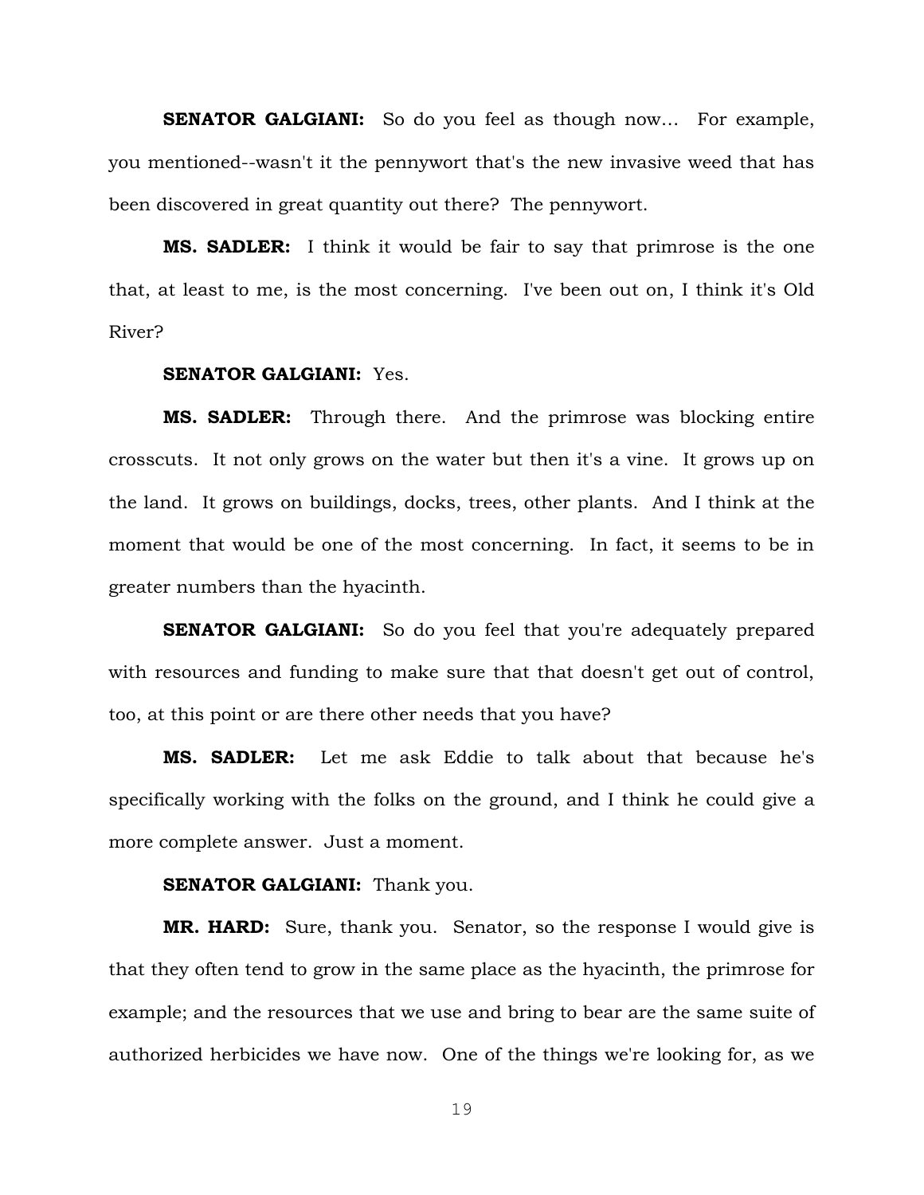**SENATOR GALGIANI:** So do you feel as though now... For example, you mentioned--wasn't it the pennywort that's the new invasive weed that has been discovered in great quantity out there? The pennywort.

**MS. SADLER:** I think it would be fair to say that primrose is the one that, at least to me, is the most concerning. I've been out on, I think it's Old River?

**SENATOR GALGIANI:** Yes.

**MS. SADLER:** Through there. And the primrose was blocking entire crosscuts. It not only grows on the water but then it's a vine. It grows up on the land. It grows on buildings, docks, trees, other plants. And I think at the moment that would be one of the most concerning. In fact, it seems to be in greater numbers than the hyacinth.

**SENATOR GALGIANI:** So do you feel that you're adequately prepared with resources and funding to make sure that that doesn't get out of control, too, at this point or are there other needs that you have?

**MS. SADLER:** Let me ask Eddie to talk about that because he's specifically working with the folks on the ground, and I think he could give a more complete answer. Just a moment.

**SENATOR GALGIANI:** Thank you.

**MR. HARD:** Sure, thank you. Senator, so the response I would give is that they often tend to grow in the same place as the hyacinth, the primrose for example; and the resources that we use and bring to bear are the same suite of authorized herbicides we have now. One of the things we're looking for, as we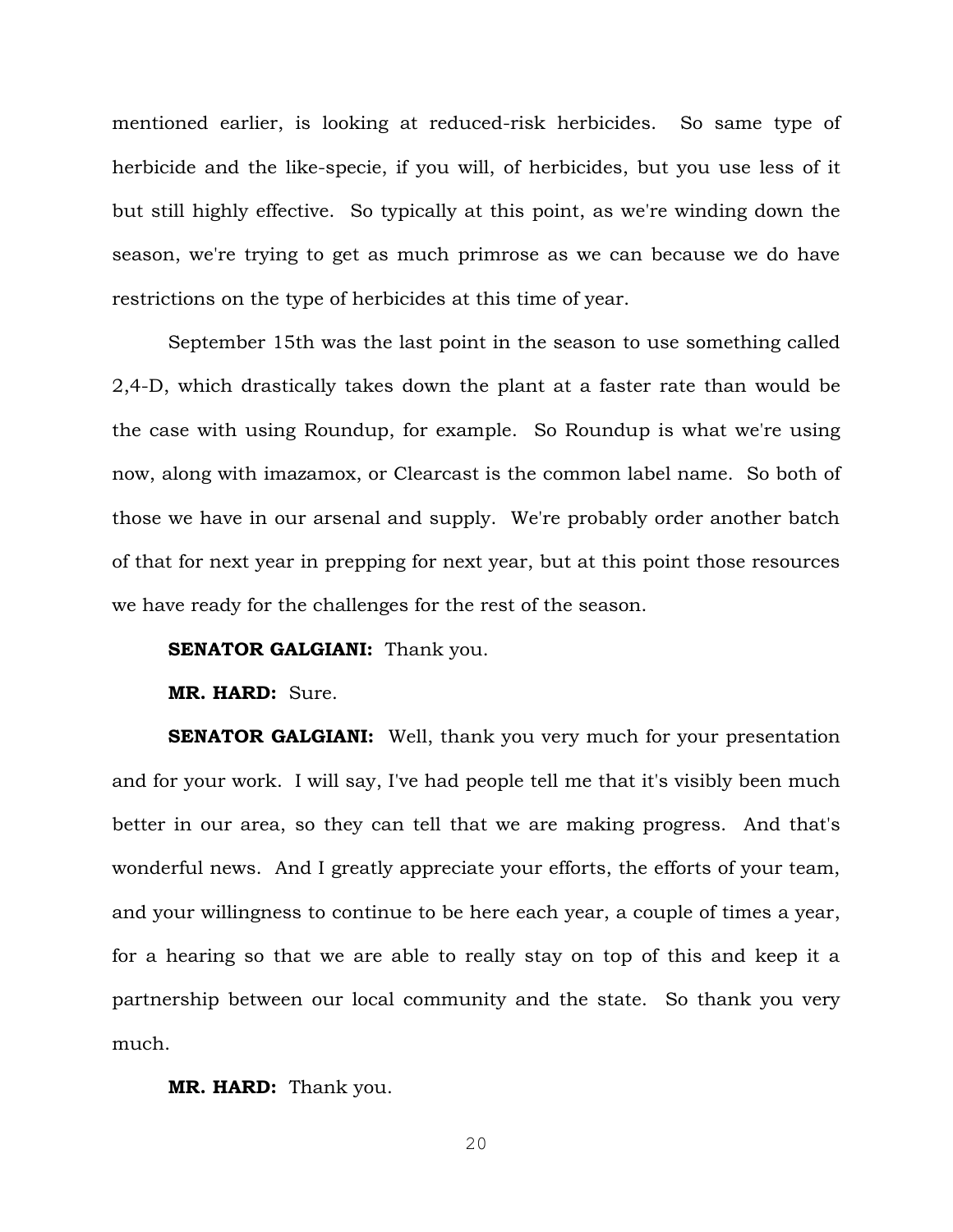mentioned earlier, is looking at reduced-risk herbicides. So same type of herbicide and the like-specie, if you will, of herbicides, but you use less of it but still highly effective. So typically at this point, as we're winding down the season, we're trying to get as much primrose as we can because we do have restrictions on the type of herbicides at this time of year.

September 15th was the last point in the season to use something called 2,4-D, which drastically takes down the plant at a faster rate than would be the case with using Roundup, for example. So Roundup is what we're using now, along with imazamox, or Clearcast is the common label name. So both of those we have in our arsenal and supply. We're probably order another batch of that for next year in prepping for next year, but at this point those resources we have ready for the challenges for the rest of the season.

**SENATOR GALGIANI:** Thank you.

**MR. HARD:** Sure.

**SENATOR GALGIANI:** Well, thank you very much for your presentation and for your work. I will say, I've had people tell me that it's visibly been much better in our area, so they can tell that we are making progress. And that's wonderful news. And I greatly appreciate your efforts, the efforts of your team, and your willingness to continue to be here each year, a couple of times a year, for a hearing so that we are able to really stay on top of this and keep it a partnership between our local community and the state. So thank you very much.

**MR. HARD:** Thank you.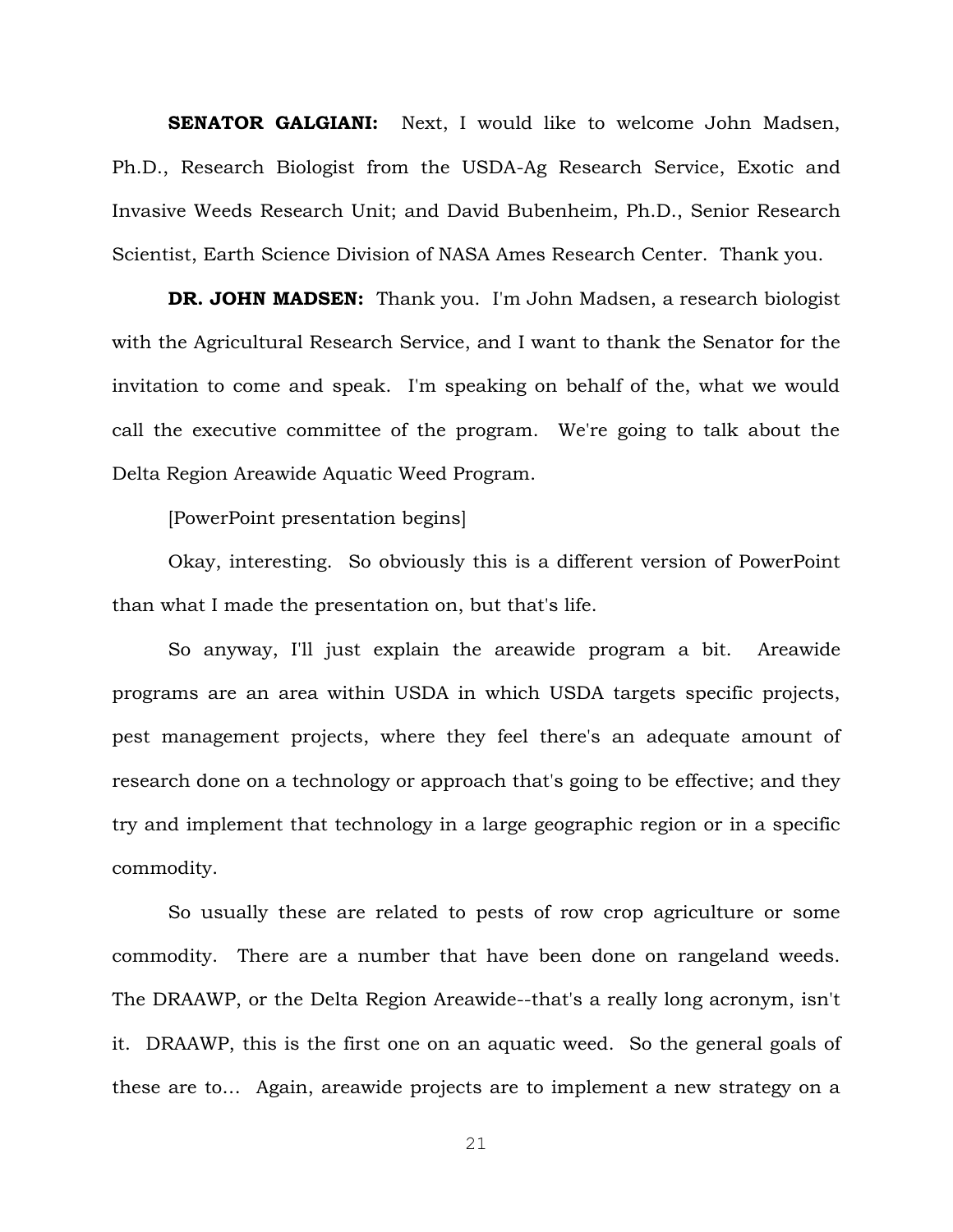**SENATOR GALGIANI:** Next, I would like to welcome John Madsen, Ph.D., Research Biologist from the USDA-Ag Research Service, Exotic and Invasive Weeds Research Unit; and David Bubenheim, Ph.D., Senior Research Scientist, Earth Science Division of NASA Ames Research Center. Thank you.

**DR. JOHN MADSEN:** Thank you. I'm John Madsen, a research biologist with the Agricultural Research Service, and I want to thank the Senator for the invitation to come and speak. I'm speaking on behalf of the, what we would call the executive committee of the program. We're going to talk about the Delta Region Areawide Aquatic Weed Program.

[PowerPoint presentation begins]

Okay, interesting. So obviously this is a different version of PowerPoint than what I made the presentation on, but that's life.

So anyway, I'll just explain the areawide program a bit. Areawide programs are an area within USDA in which USDA targets specific projects, pest management projects, where they feel there's an adequate amount of research done on a technology or approach that's going to be effective; and they try and implement that technology in a large geographic region or in a specific commodity.

So usually these are related to pests of row crop agriculture or some commodity. There are a number that have been done on rangeland weeds. The DRAAWP, or the Delta Region Areawide--that's a really long acronym, isn't it. DRAAWP, this is the first one on an aquatic weed. So the general goals of these are to... Again, areawide projects are to implement a new strategy on a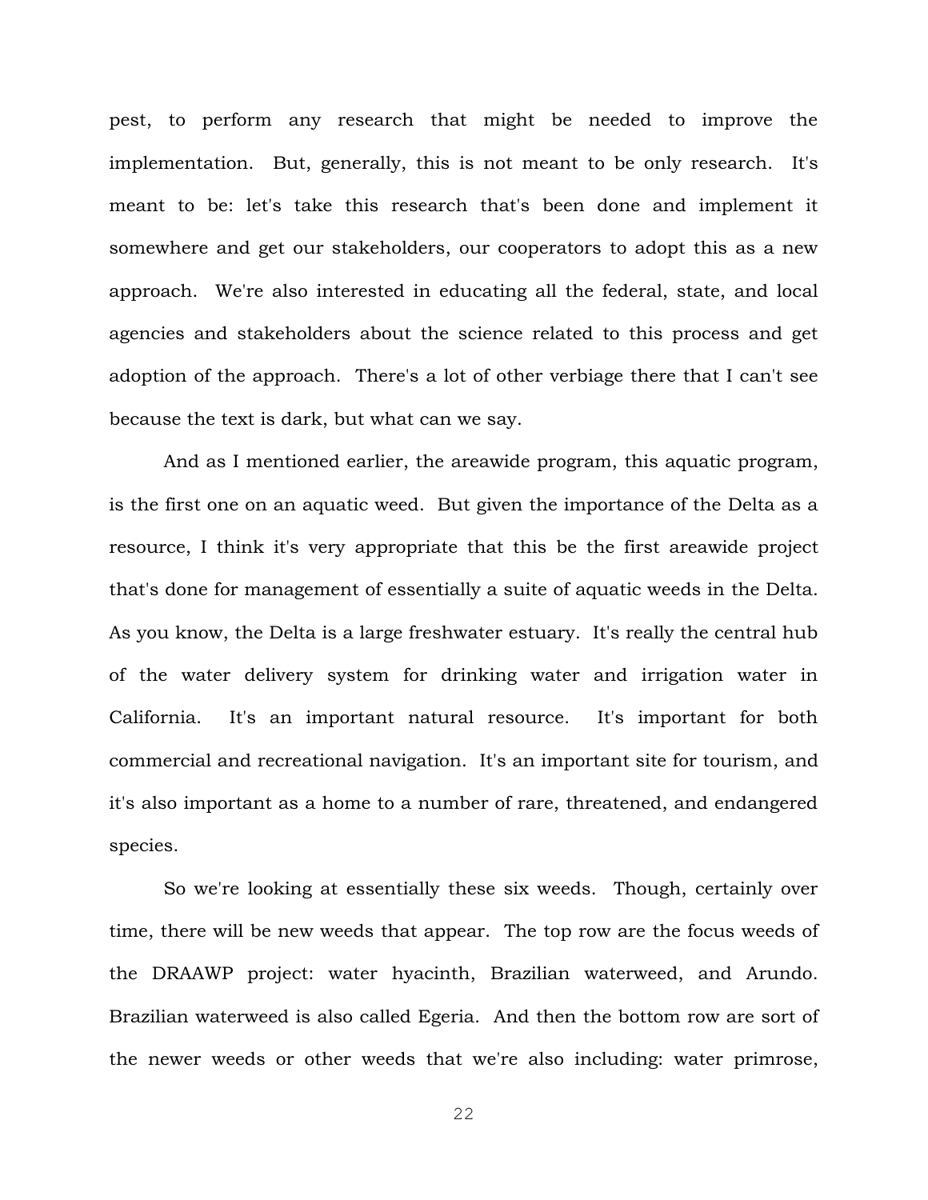pest, to perform any research that might be needed to improve the implementation. But, generally, this is not meant to be only research. It's meant to be: let's take this research that's been done and implement it somewhere and get our stakeholders, our cooperators to adopt this as a new approach. We're also interested in educating all the federal, state, and local agencies and stakeholders about the science related to this process and get adoption of the approach. There's a lot of other verbiage there that I can't see because the text is dark, but what can we say.

And as I mentioned earlier, the areawide program, this aquatic program, is the first one on an aquatic weed. But given the importance of the Delta as a resource, I think it's very appropriate that this be the first areawide project that's done for management of essentially a suite of aquatic weeds in the Delta. As you know, the Delta is a large freshwater estuary. It's really the central hub of the water delivery system for drinking water and irrigation water in California. It's an important natural resource. It's important for both commercial and recreational navigation. It's an important site for tourism, and it's also important as a home to a number of rare, threatened, and endangered species.

So we're looking at essentially these six weeds. Though, certainly over time, there will be new weeds that appear. The top row are the focus weeds of the DRAAWP project: water hyacinth, Brazilian waterweed, and Arundo. Brazilian waterweed is also called Egeria. And then the bottom row are sort of the newer weeds or other weeds that we're also including: water primrose,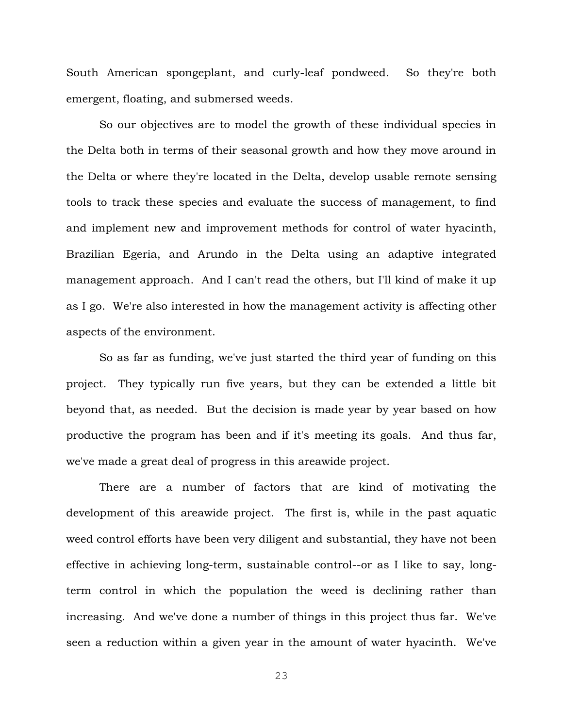South American spongeplant, and curly-leaf pondweed. So they're both emergent, floating, and submersed weeds.

So our objectives are to model the growth of these individual species in the Delta both in terms of their seasonal growth and how they move around in the Delta or where they're located in the Delta, develop usable remote sensing tools to track these species and evaluate the success of management, to find and implement new and improvement methods for control of water hyacinth, Brazilian Egeria, and Arundo in the Delta using an adaptive integrated management approach. And I can't read the others, but I'll kind of make it up as I go. We're also interested in how the management activity is affecting other aspects of the environment.

So as far as funding, we've just started the third year of funding on this project. They typically run five years, but they can be extended a little bit beyond that, as needed. But the decision is made year by year based on how productive the program has been and if it's meeting its goals. And thus far, we've made a great deal of progress in this areawide project.

There are a number of factors that are kind of motivating the development of this areawide project. The first is, while in the past aquatic weed control efforts have been very diligent and substantial, they have not been effective in achieving long-term, sustainable control--or as I like to say, long-term control in which the population the weed is declining rather than increasing. And we've done a number of things in this project thus far. We've seen a reduction within a given year in the amount of water hyacinth. We've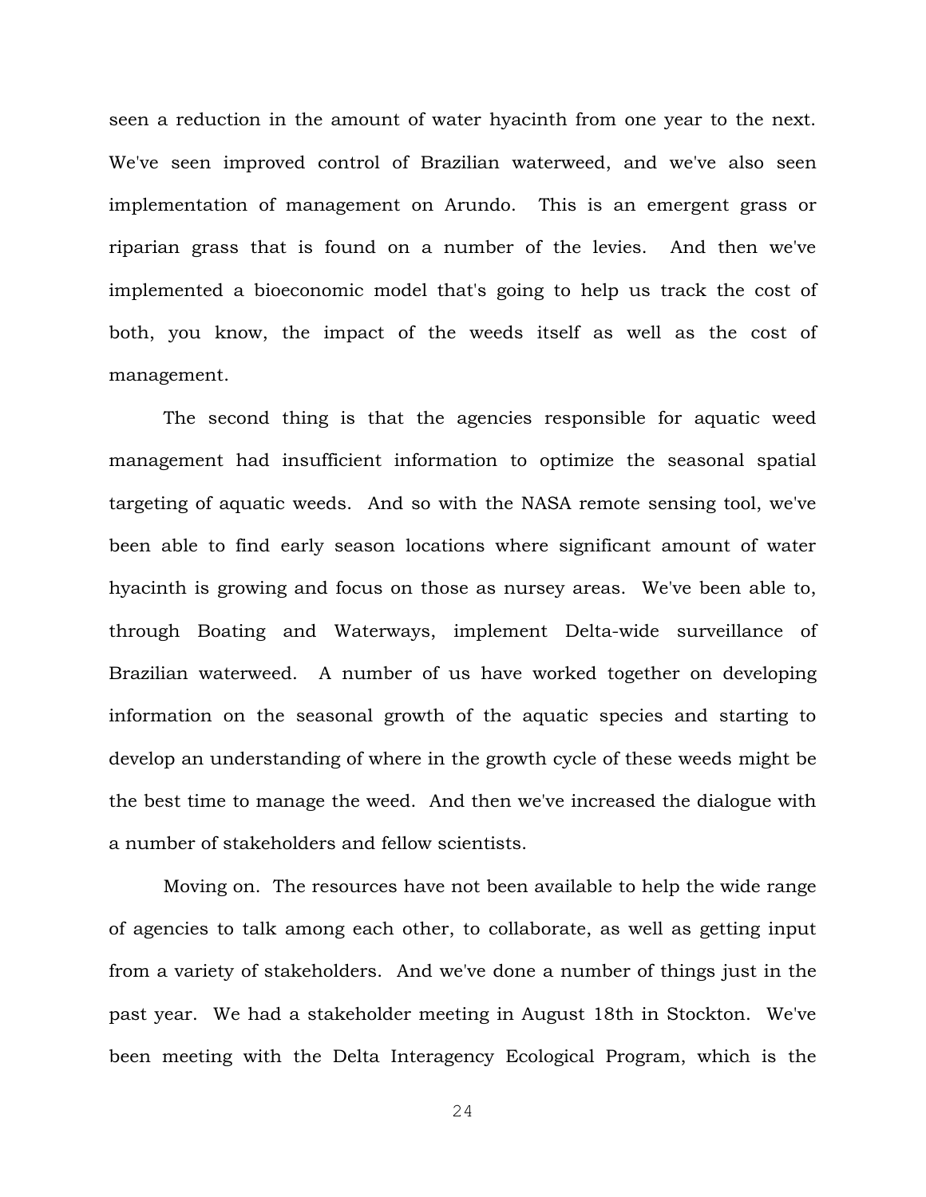seen a reduction in the amount of water hyacinth from one year to the next. We've seen improved control of Brazilian waterweed, and we've also seen implementation of management on Arundo. This is an emergent grass or riparian grass that is found on a number of the levies. And then we've implemented a bioeconomic model that's going to help us track the cost of both, you know, the impact of the weeds itself as well as the cost of management.

The second thing is that the agencies responsible for aquatic weed management had insufficient information to optimize the seasonal spatial targeting of aquatic weeds. And so with the NASA remote sensing tool, we've been able to find early season locations where significant amount of water hyacinth is growing and focus on those as nursey areas. We've been able to, through Boating and Waterways, implement Delta-wide surveillance of Brazilian waterweed. A number of us have worked together on developing information on the seasonal growth of the aquatic species and starting to develop an understanding of where in the growth cycle of these weeds might be the best time to manage the weed. And then we've increased the dialogue with a number of stakeholders and fellow scientists.

Moving on. The resources have not been available to help the wide range of agencies to talk among each other, to collaborate, as well as getting input from a variety of stakeholders. And we've done a number of things just in the past year. We had a stakeholder meeting in August 18th in Stockton. We've been meeting with the Delta Interagency Ecological Program, which is the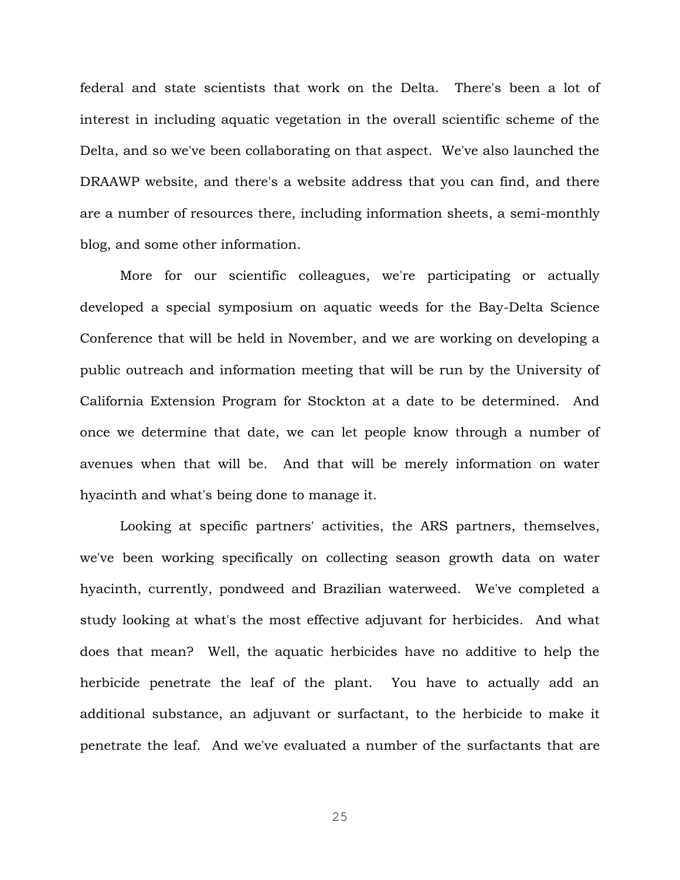federal and state scientists that work on the Delta. There's been a lot of interest in including aquatic vegetation in the overall scientific scheme of the Delta, and so we've been collaborating on that aspect. We've also launched the DRAAWP website, and there's a website address that you can find, and there are a number of resources there, including information sheets, a semi-monthly blog, and some other information.

More for our scientific colleagues, we're participating or actually developed a special symposium on aquatic weeds for the Bay-Delta Science Conference that will be held in November, and we are working on developing a public outreach and information meeting that will be run by the University of California Extension Program for Stockton at a date to be determined. And once we determine that date, we can let people know through a number of avenues when that will be. And that will be merely information on water hyacinth and what's being done to manage it.

Looking at specific partners' activities, the ARS partners, themselves, we've been working specifically on collecting season growth data on water hyacinth, currently, pondweed and Brazilian waterweed. We've completed a study looking at what's the most effective adjuvant for herbicides. And what does that mean? Well, the aquatic herbicides have no additive to help the herbicide penetrate the leaf of the plant. You have to actually add an additional substance, an adjuvant or surfactant, to the herbicide to make it penetrate the leaf. And we've evaluated a number of the surfactants that are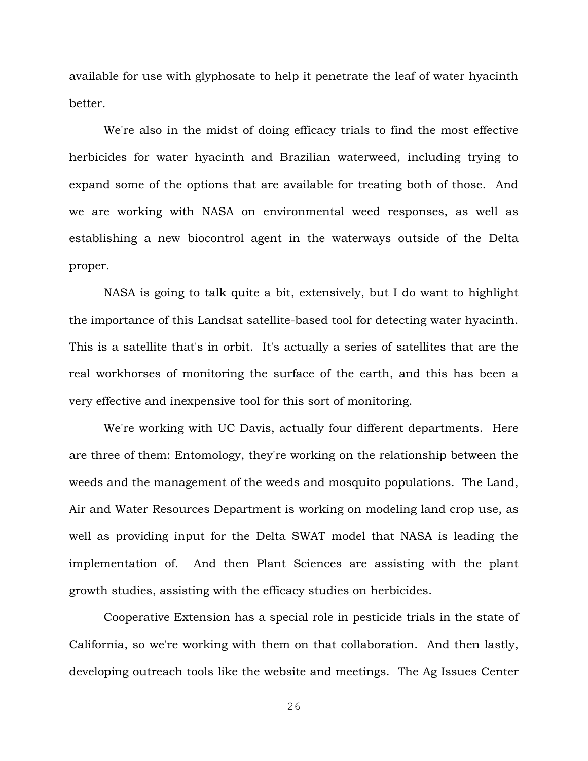available for use with glyphosate to help it penetrate the leaf of water hyacinth better.

We're also in the midst of doing efficacy trials to find the most effective herbicides for water hyacinth and Brazilian waterweed, including trying to expand some of the options that are available for treating both of those. And we are working with NASA on environmental weed responses, as well as establishing a new biocontrol agent in the waterways outside of the Delta proper.

NASA is going to talk quite a bit, extensively, but I do want to highlight the importance of this Landsat satellite-based tool for detecting water hyacinth. This is a satellite that's in orbit. It's actually a series of satellites that are the real workhorses of monitoring the surface of the earth, and this has been a very effective and inexpensive tool for this sort of monitoring.

We're working with UC Davis, actually four different departments. Here are three of them: Entomology, they're working on the relationship between the weeds and the management of the weeds and mosquito populations. The Land, Air and Water Resources Department is working on modeling land crop use, as well as providing input for the Delta SWAT model that NASA is leading the implementation of. And then Plant Sciences are assisting with the plant growth studies, assisting with the efficacy studies on herbicides.

Cooperative Extension has a special role in pesticide trials in the state of California, so we're working with them on that collaboration. And then lastly, developing outreach tools like the website and meetings. The Ag Issues Center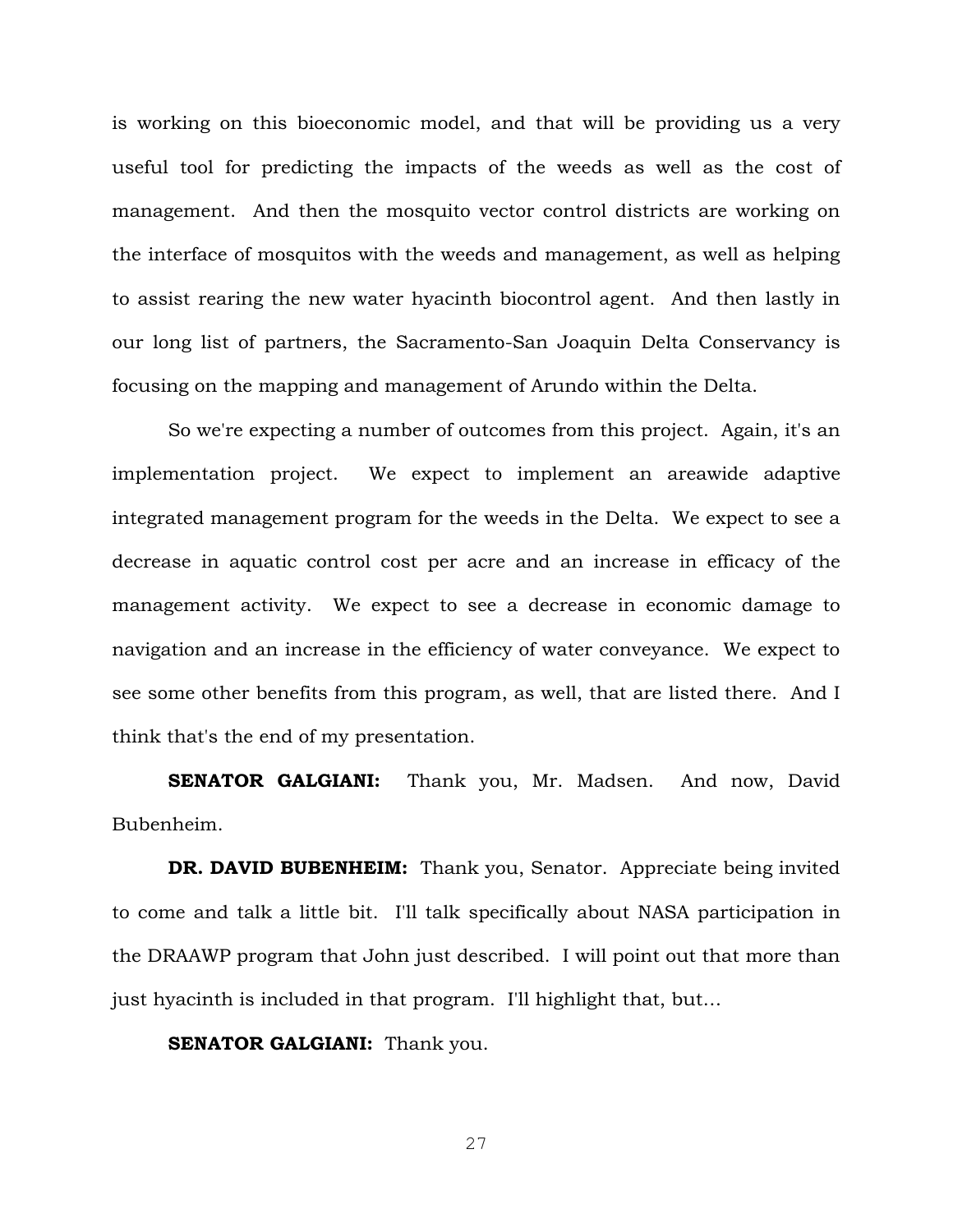is working on this bioeconomic model, and that will be providing us a very useful tool for predicting the impacts of the weeds as well as the cost of management. And then the mosquito vector control districts are working on the interface of mosquitos with the weeds and management, as well as helping to assist rearing the new water hyacinth biocontrol agent. And then lastly in our long list of partners, the Sacramento-San Joaquin Delta Conservancy is focusing on the mapping and management of Arundo within the Delta.

So we're expecting a number of outcomes from this project. Again, it's an implementation project. We expect to implement an areawide adaptive integrated management program for the weeds in the Delta. We expect to see a decrease in aquatic control cost per acre and an increase in efficacy of the management activity. We expect to see a decrease in economic damage to navigation and an increase in the efficiency of water conveyance. We expect to see some other benefits from this program, as well, that are listed there. And I think that's the end of my presentation.

**SENATOR GALGIANI:** Thank you, Mr. Madsen. And now, David Bubenheim.

**DR. DAVID BUBENHEIM:** Thank you, Senator. Appreciate being invited to come and talk a little bit. I'll talk specifically about NASA participation in the DRAAWP program that John just described. I will point out that more than just hyacinth is included in that program. I'll highlight that, but…

**SENATOR GALGIANI:** Thank you.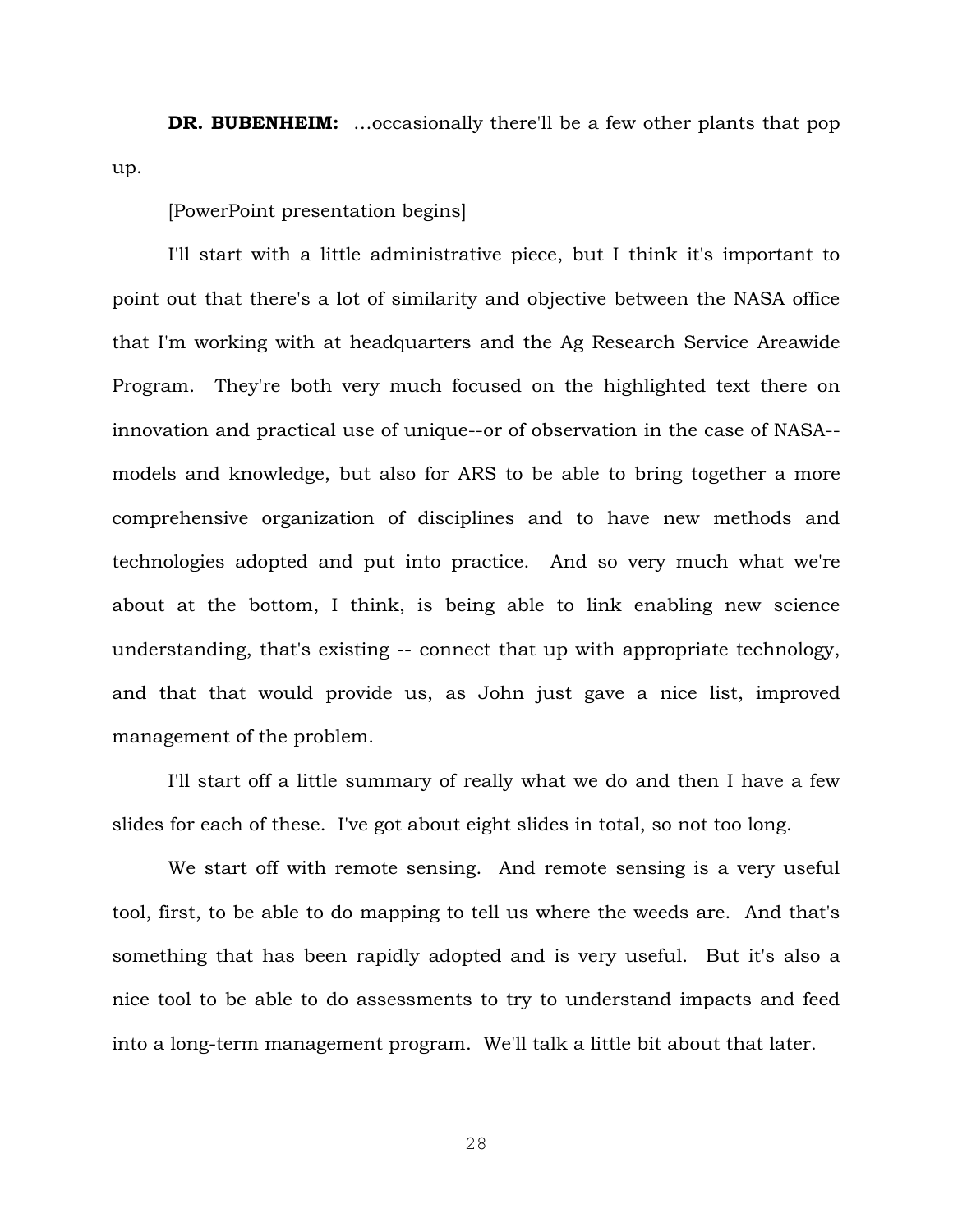**DR. BUBENHEIM:** ...occasionally there'll be a few other plants that pop up.

[PowerPoint presentation begins]

I'll start with a little administrative piece, but I think it's important to point out that there's a lot of similarity and objective between the NASA office that I'm working with at headquarters and the Ag Research Service Areawide Program. They're both very much focused on the highlighted text there on innovation and practical use of unique--or of observation in the case of NASA--models and knowledge, but also for ARS to be able to bring together a more comprehensive organization of disciplines and to have new methods and technologies adopted and put into practice. And so very much what we're about at the bottom, I think, is being able to link enabling new science understanding, that's existing -- connect that up with appropriate technology, and that that would provide us, as John just gave a nice list, improved management of the problem.

I'll start off a little summary of really what we do and then I have a few slides for each of these. I've got about eight slides in total, so not too long.

We start off with remote sensing. And remote sensing is a very useful tool, first, to be able to do mapping to tell us where the weeds are. And that's something that has been rapidly adopted and is very useful. But it's also a nice tool to be able to do assessments to try to understand impacts and feed into a long-term management program. We'll talk a little bit about that later.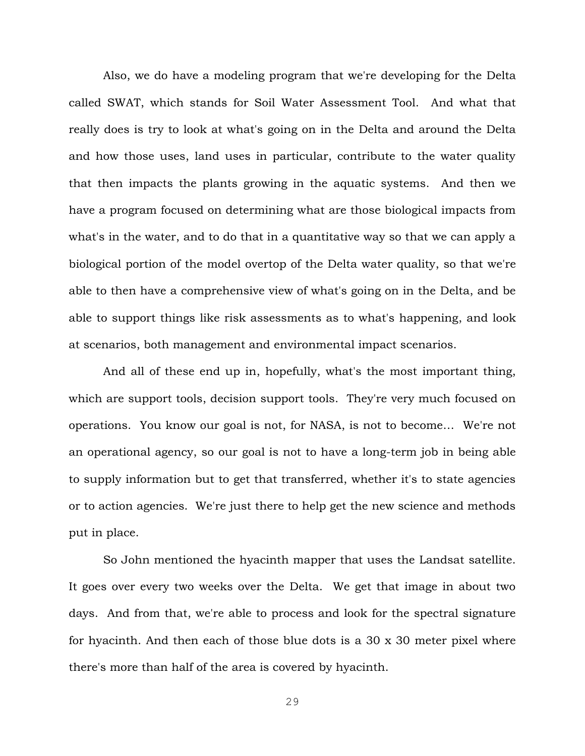Also, we do have a modeling program that we're developing for the Delta called SWAT, which stands for Soil Water Assessment Tool. And what that really does is try to look at what's going on in the Delta and around the Delta and how those uses, land uses in particular, contribute to the water quality that then impacts the plants growing in the aquatic systems. And then we have a program focused on determining what are those biological impacts from what's in the water, and to do that in a quantitative way so that we can apply a biological portion of the model overtop of the Delta water quality, so that we're able to then have a comprehensive view of what's going on in the Delta, and be able to support things like risk assessments as to what's happening, and look at scenarios, both management and environmental impact scenarios.

And all of these end up in, hopefully, what's the most important thing, which are support tools, decision support tools. They're very much focused on operations. You know our goal is not, for NASA, is not to become… We're not an operational agency, so our goal is not to have a long-term job in being able to supply information but to get that transferred, whether it's to state agencies or to action agencies. We're just there to help get the new science and methods put in place.

So John mentioned the hyacinth mapper that uses the Landsat satellite. It goes over every two weeks over the Delta. We get that image in about two days. And from that, we're able to process and look for the spectral signature for hyacinth. And then each of those blue dots is a 30 x 30 meter pixel where there's more than half of the area is covered by hyacinth.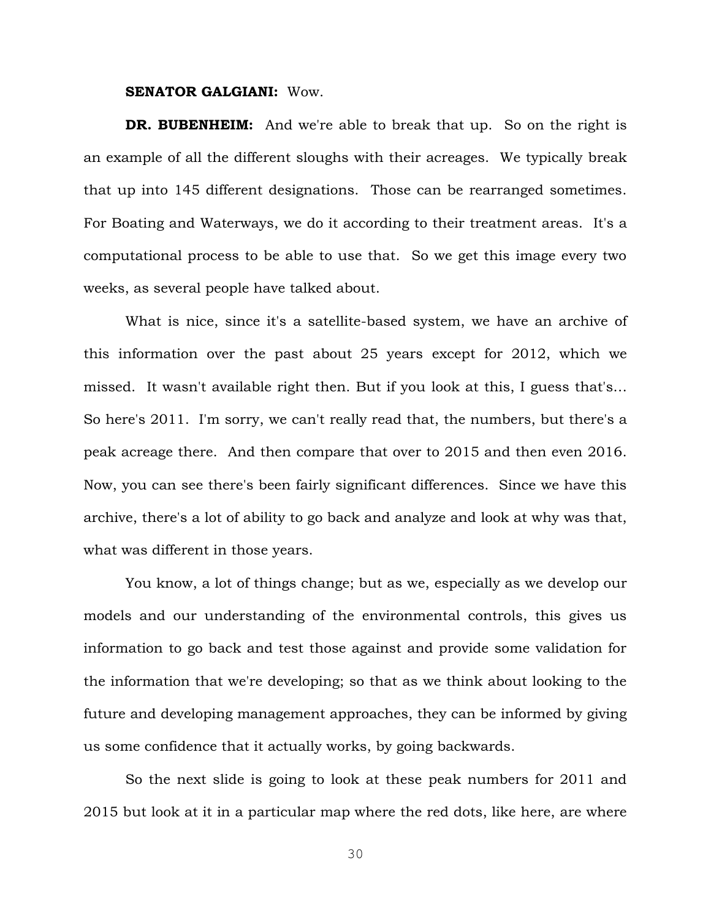**SENATOR GALGIANI:** Wow.

**DR. BUBENHEIM:** And we're able to break that up. So on the right is an example of all the different sloughs with their acreages. We typically break that up into 145 different designations. Those can be rearranged sometimes. For Boating and Waterways, we do it according to their treatment areas. It's a computational process to be able to use that. So we get this image every two weeks, as several people have talked about.

What is nice, since it's a satellite-based system, we have an archive of this information over the past about 25 years except for 2012, which we missed. It wasn't available right then. But if you look at this, I guess that's... So here's 2011. I'm sorry, we can't really read that, the numbers, but there's a peak acreage there. And then compare that over to 2015 and then even 2016. Now, you can see there's been fairly significant differences. Since we have this archive, there's a lot of ability to go back and analyze and look at why was that, what was different in those years.

You know, a lot of things change; but as we, especially as we develop our models and our understanding of the environmental controls, this gives us information to go back and test those against and provide some validation for the information that we're developing; so that as we think about looking to the future and developing management approaches, they can be informed by giving us some confidence that it actually works, by going backwards.

So the next slide is going to look at these peak numbers for 2011 and 2015 but look at it in a particular map where the red dots, like here, are where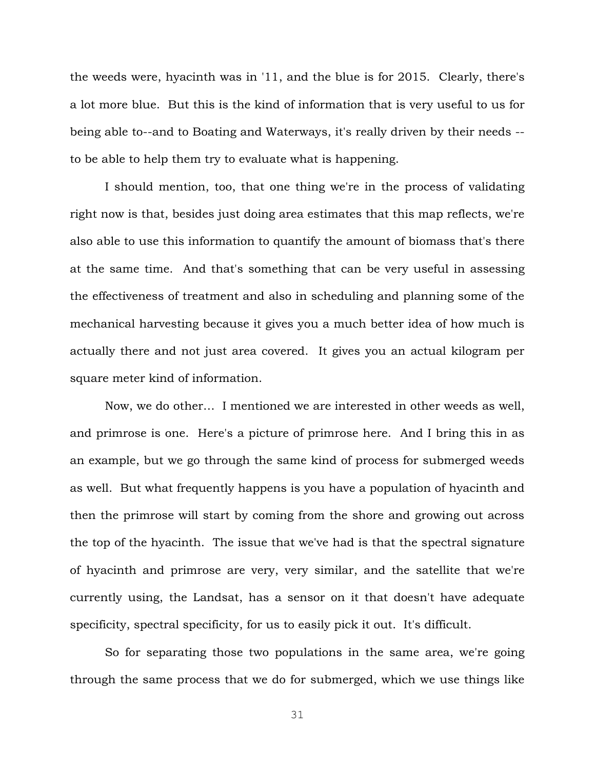the weeds were, hyacinth was in '11, and the blue is for 2015. Clearly, there's a lot more blue. But this is the kind of information that is very useful to us for being able to--and to Boating and Waterways, it's really driven by their needs -- to be able to help them try to evaluate what is happening.

I should mention, too, that one thing we're in the process of validating right now is that, besides just doing area estimates that this map reflects, we're also able to use this information to quantify the amount of biomass that's there at the same time. And that's something that can be very useful in assessing the effectiveness of treatment and also in scheduling and planning some of the mechanical harvesting because it gives you a much better idea of how much is actually there and not just area covered. It gives you an actual kilogram per square meter kind of information.

Now, we do other… I mentioned we are interested in other weeds as well, and primrose is one. Here's a picture of primrose here. And I bring this in as an example, but we go through the same kind of process for submerged weeds as well. But what frequently happens is you have a population of hyacinth and then the primrose will start by coming from the shore and growing out across the top of the hyacinth. The issue that we've had is that the spectral signature of hyacinth and primrose are very, very similar, and the satellite that we're currently using, the Landsat, has a sensor on it that doesn't have adequate specificity, spectral specificity, for us to easily pick it out. It's difficult.

So for separating those two populations in the same area, we're going through the same process that we do for submerged, which we use things like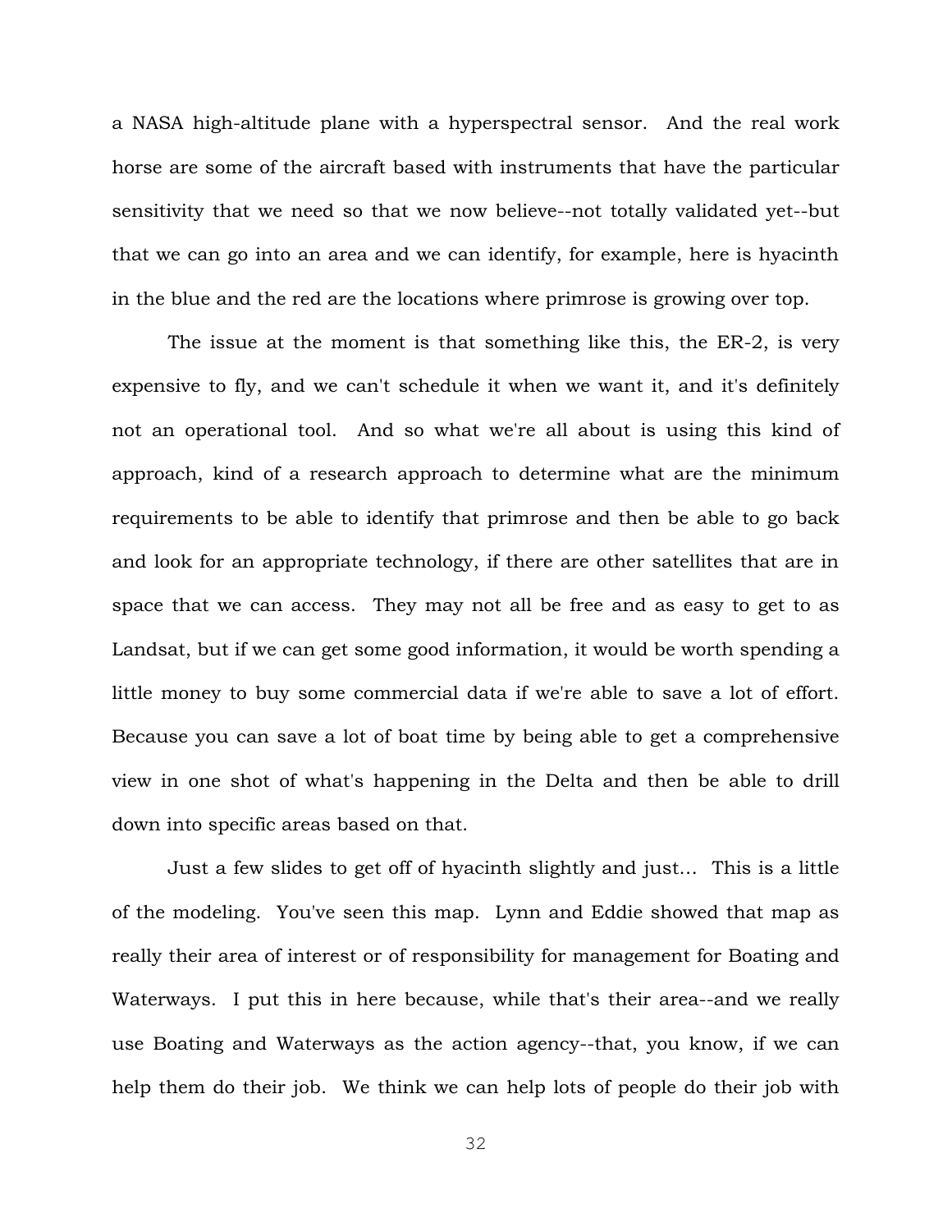a NASA high-altitude plane with a hyperspectral sensor. And the real work horse are some of the aircraft based with instruments that have the particular sensitivity that we need so that we now believe--not totally validated yet--but that we can go into an area and we can identify, for example, here is hyacinth in the blue and the red are the locations where primrose is growing over top.

The issue at the moment is that something like this, the ER-2, is very expensive to fly, and we can't schedule it when we want it, and it's definitely not an operational tool. And so what we're all about is using this kind of approach, kind of a research approach to determine what are the minimum requirements to be able to identify that primrose and then be able to go back and look for an appropriate technology, if there are other satellites that are in space that we can access. They may not all be free and as easy to get to as Landsat, but if we can get some good information, it would be worth spending a little money to buy some commercial data if we're able to save a lot of effort. Because you can save a lot of boat time by being able to get a comprehensive view in one shot of what's happening in the Delta and then be able to drill down into specific areas based on that.

Just a few slides to get off of hyacinth slightly and just... This is a little of the modeling. You've seen this map. Lynn and Eddie showed that map as really their area of interest or of responsibility for management for Boating and Waterways. I put this in here because, while that's their area--and we really use Boating and Waterways as the action agency--that, you know, if we can help them do their job. We think we can help lots of people do their job with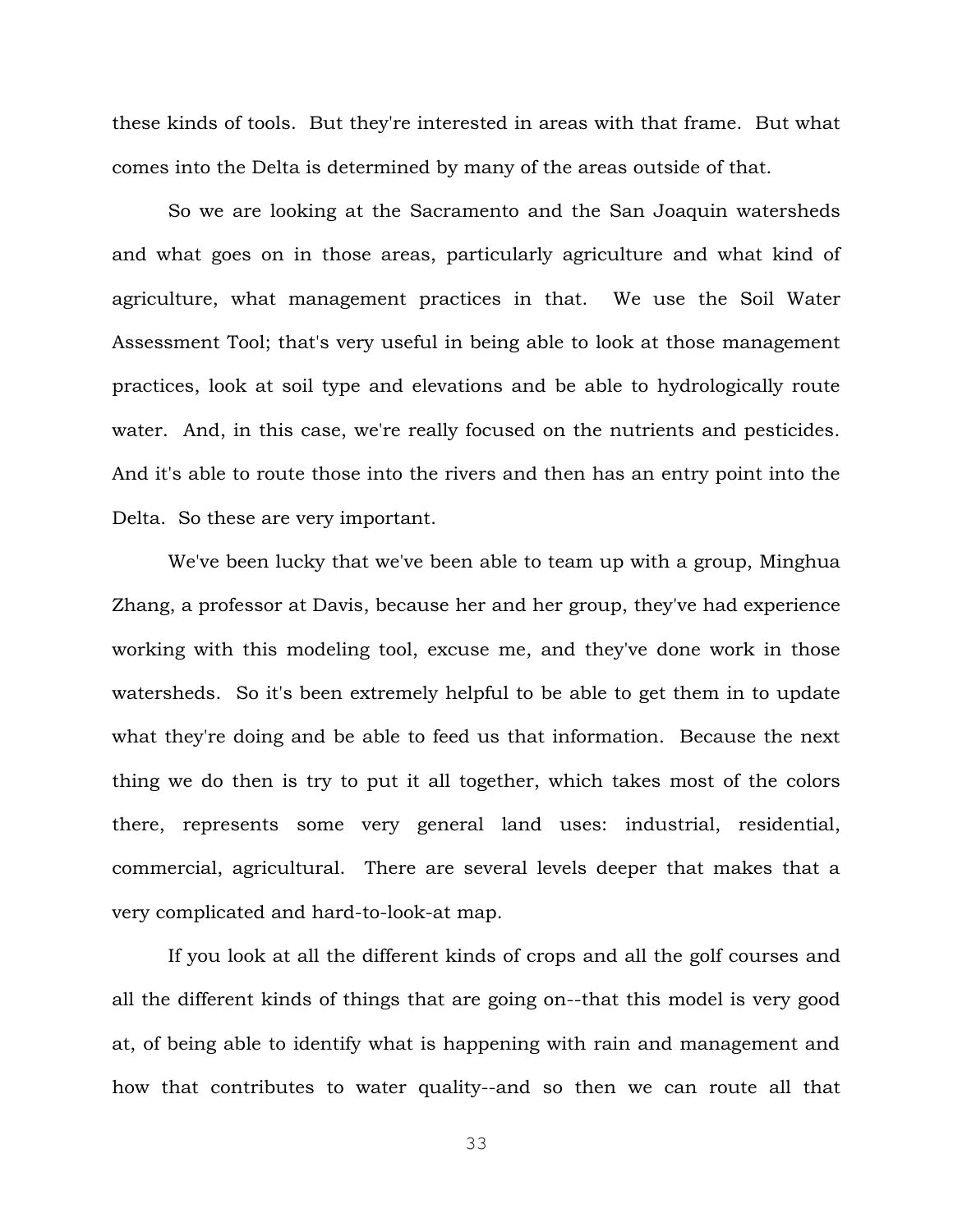these kinds of tools. But they're interested in areas with that frame. But what comes into the Delta is determined by many of the areas outside of that.

So we are looking at the Sacramento and the San Joaquin watersheds and what goes on in those areas, particularly agriculture and what kind of agriculture, what management practices in that. We use the Soil Water Assessment Tool; that's very useful in being able to look at those management practices, look at soil type and elevations and be able to hydrologically route water. And, in this case, we're really focused on the nutrients and pesticides. And it's able to route those into the rivers and then has an entry point into the Delta. So these are very important.

We've been lucky that we've been able to team up with a group, Minghua Zhang, a professor at Davis, because her and her group, they've had experience working with this modeling tool, excuse me, and they've done work in those watersheds. So it's been extremely helpful to be able to get them in to update what they're doing and be able to feed us that information. Because the next thing we do then is try to put it all together, which takes most of the colors there, represents some very general land uses: industrial, residential, commercial, agricultural. There are several levels deeper that makes that a very complicated and hard-to-look-at map.

If you look at all the different kinds of crops and all the golf courses and all the different kinds of things that are going on--that this model is very good at, of being able to identify what is happening with rain and management and how that contributes to water quality--and so then we can route all that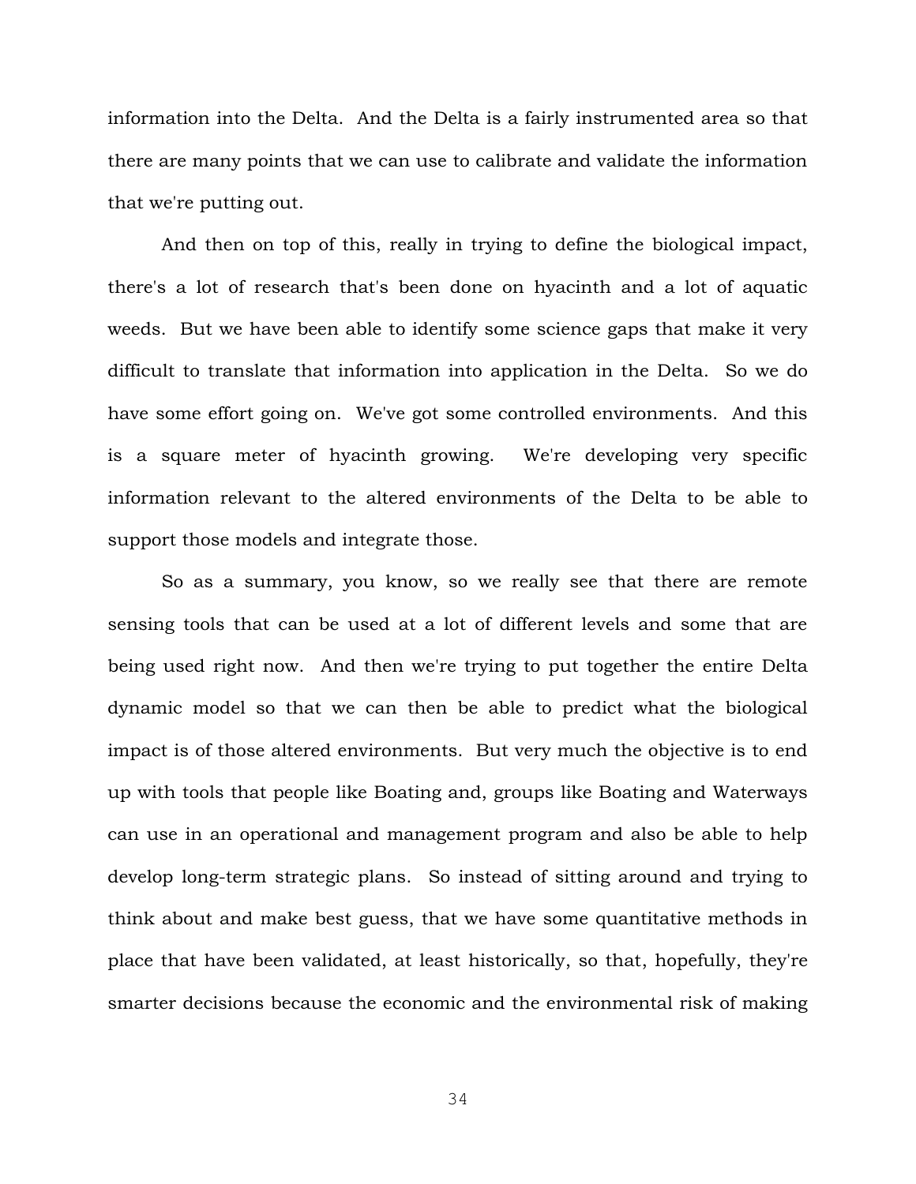information into the Delta. And the Delta is a fairly instrumented area so that there are many points that we can use to calibrate and validate the information that we're putting out.

And then on top of this, really in trying to define the biological impact, there's a lot of research that's been done on hyacinth and a lot of aquatic weeds. But we have been able to identify some science gaps that make it very difficult to translate that information into application in the Delta. So we do have some effort going on. We've got some controlled environments. And this is a square meter of hyacinth growing. We're developing very specific information relevant to the altered environments of the Delta to be able to support those models and integrate those.

So as a summary, you know, so we really see that there are remote sensing tools that can be used at a lot of different levels and some that are being used right now. And then we're trying to put together the entire Delta dynamic model so that we can then be able to predict what the biological impact is of those altered environments. But very much the objective is to end up with tools that people like Boating and, groups like Boating and Waterways can use in an operational and management program and also be able to help develop long-term strategic plans. So instead of sitting around and trying to think about and make best guess, that we have some quantitative methods in place that have been validated, at least historically, so that, hopefully, they're smarter decisions because the economic and the environmental risk of making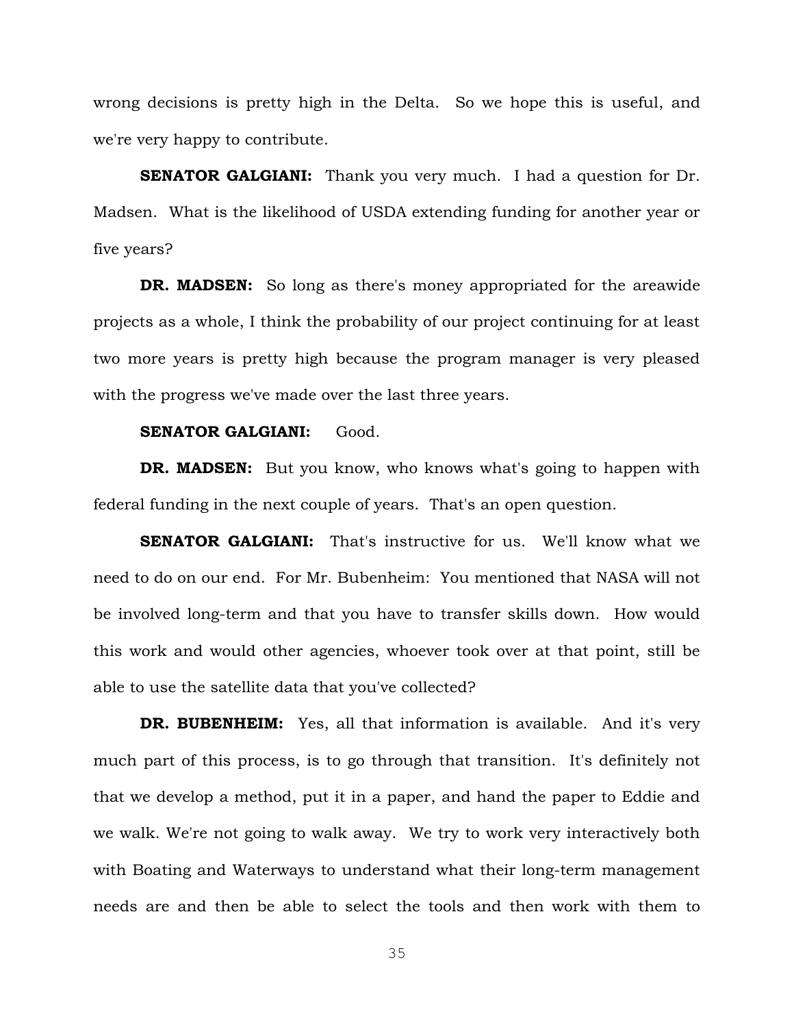wrong decisions is pretty high in the Delta. So we hope this is useful, and we're very happy to contribute.

**SENATOR GALGIANI:** Thank you very much. I had a question for Dr. Madsen. What is the likelihood of USDA extending funding for another year or five years?

**DR. MADSEN:** So long as there's money appropriated for the areawide projects as a whole, I think the probability of our project continuing for at least two more years is pretty high because the program manager is very pleased with the progress we've made over the last three years.

**SENATOR GALGIANI:** Good.

**DR. MADSEN:** But you know, who knows what's going to happen with federal funding in the next couple of years. That's an open question.

**SENATOR GALGIANI:** That's instructive for us. We'll know what we need to do on our end. For Mr. Bubenheim: You mentioned that NASA will not be involved long-term and that you have to transfer skills down. How would this work and would other agencies, whoever took over at that point, still be able to use the satellite data that you've collected?

**DR. BUBENHEIM:** Yes, all that information is available. And it's very much part of this process, is to go through that transition. It's definitely not that we develop a method, put it in a paper, and hand the paper to Eddie and we walk. We're not going to walk away. We try to work very interactively both with Boating and Waterways to understand what their long-term management needs are and then be able to select the tools and then work with them to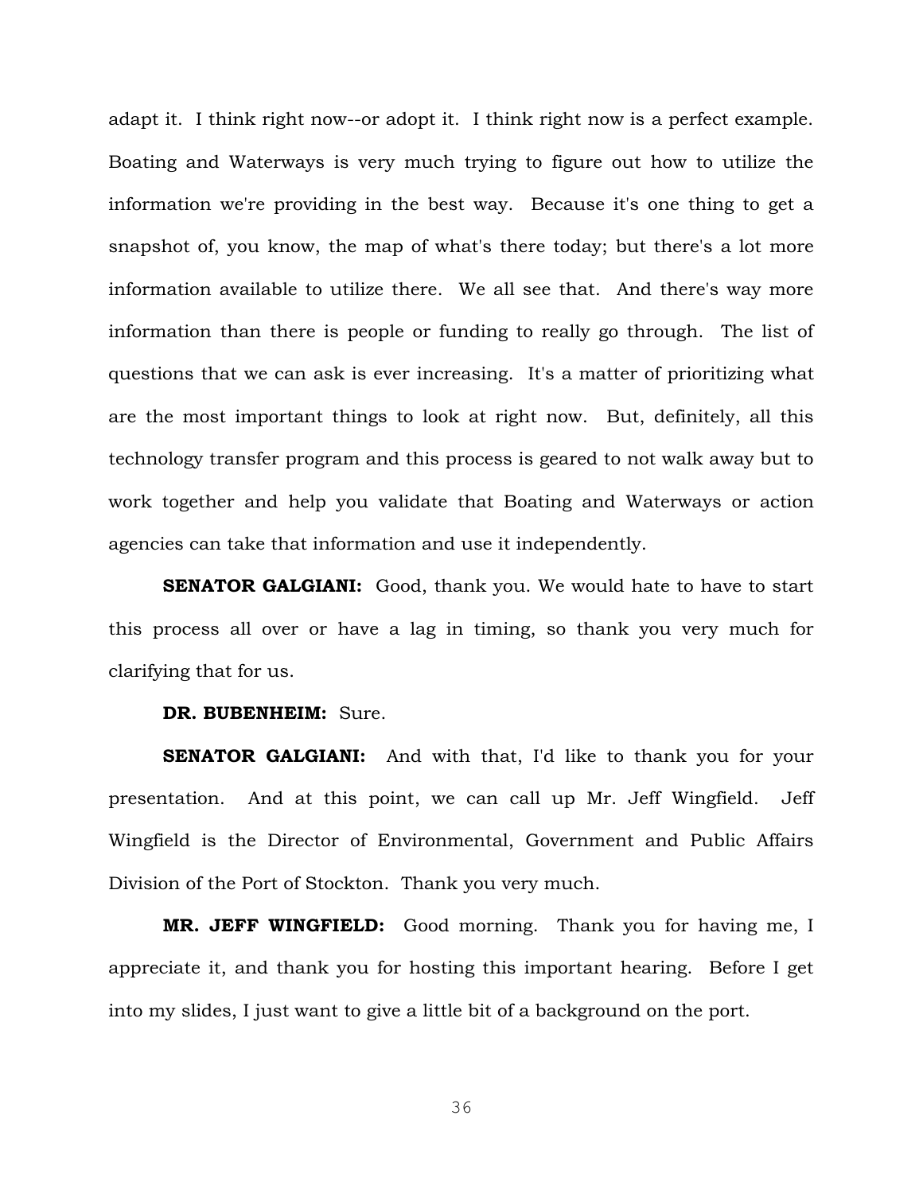adapt it. I think right now--or adopt it. I think right now is a perfect example. Boating and Waterways is very much trying to figure out how to utilize the information we're providing in the best way. Because it's one thing to get a snapshot of, you know, the map of what's there today; but there's a lot more information available to utilize there. We all see that. And there's way more information than there is people or funding to really go through. The list of questions that we can ask is ever increasing. It's a matter of prioritizing what are the most important things to look at right now. But, definitely, all this technology transfer program and this process is geared to not walk away but to work together and help you validate that Boating and Waterways or action agencies can take that information and use it independently.

**SENATOR GALGIANI:** Good, thank you. We would hate to have to start this process all over or have a lag in timing, so thank you very much for clarifying that for us.

**DR. BUBENHEIM:** Sure.

**SENATOR GALGIANI:** And with that, I'd like to thank you for your presentation. And at this point, we can call up Mr. Jeff Wingfield. Jeff Wingfield is the Director of Environmental, Government and Public Affairs Division of the Port of Stockton. Thank you very much.

**MR. JEFF WINGFIELD:** Good morning. Thank you for having me, I appreciate it, and thank you for hosting this important hearing. Before I get into my slides, I just want to give a little bit of a background on the port.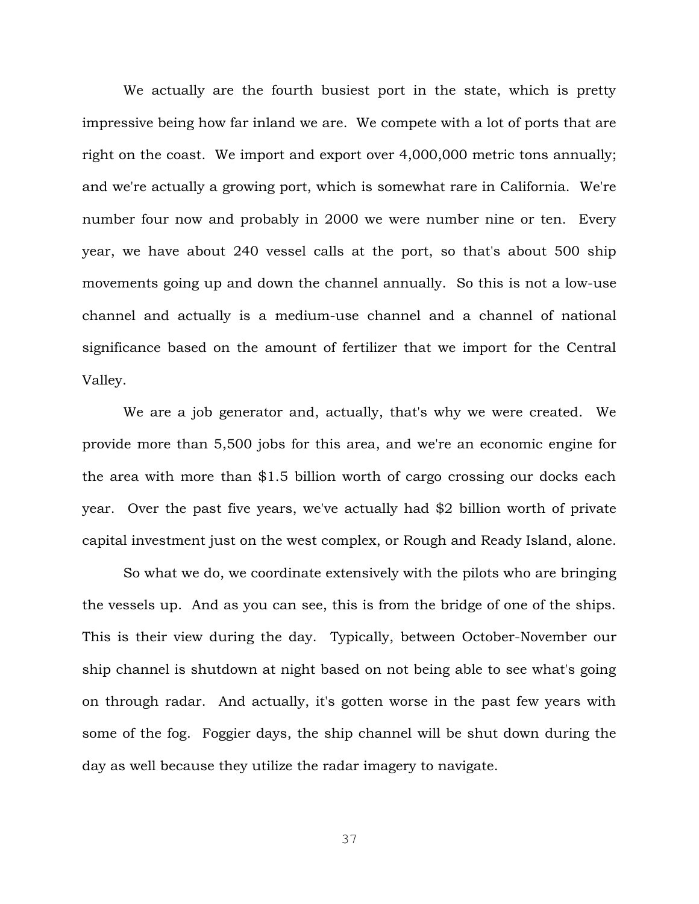We actually are the fourth busiest port in the state, which is pretty impressive being how far inland we are. We compete with a lot of ports that are right on the coast. We import and export over 4,000,000 metric tons annually; and we're actually a growing port, which is somewhat rare in California. We're number four now and probably in 2000 we were number nine or ten. Every year, we have about 240 vessel calls at the port, so that's about 500 ship movements going up and down the channel annually. So this is not a low-use channel and actually is a medium-use channel and a channel of national significance based on the amount of fertilizer that we import for the Central Valley.

We are a job generator and, actually, that's why we were created. We provide more than 5,500 jobs for this area, and we're an economic engine for the area with more than $1.5 billion worth of cargo crossing our docks each year. Over the past five years, we've actually had $2 billion worth of private capital investment just on the west complex, or Rough and Ready Island, alone.

So what we do, we coordinate extensively with the pilots who are bringing the vessels up. And as you can see, this is from the bridge of one of the ships. This is their view during the day. Typically, between October-November our ship channel is shutdown at night based on not being able to see what's going on through radar. And actually, it's gotten worse in the past few years with some of the fog. Foggier days, the ship channel will be shut down during the day as well because they utilize the radar imagery to navigate.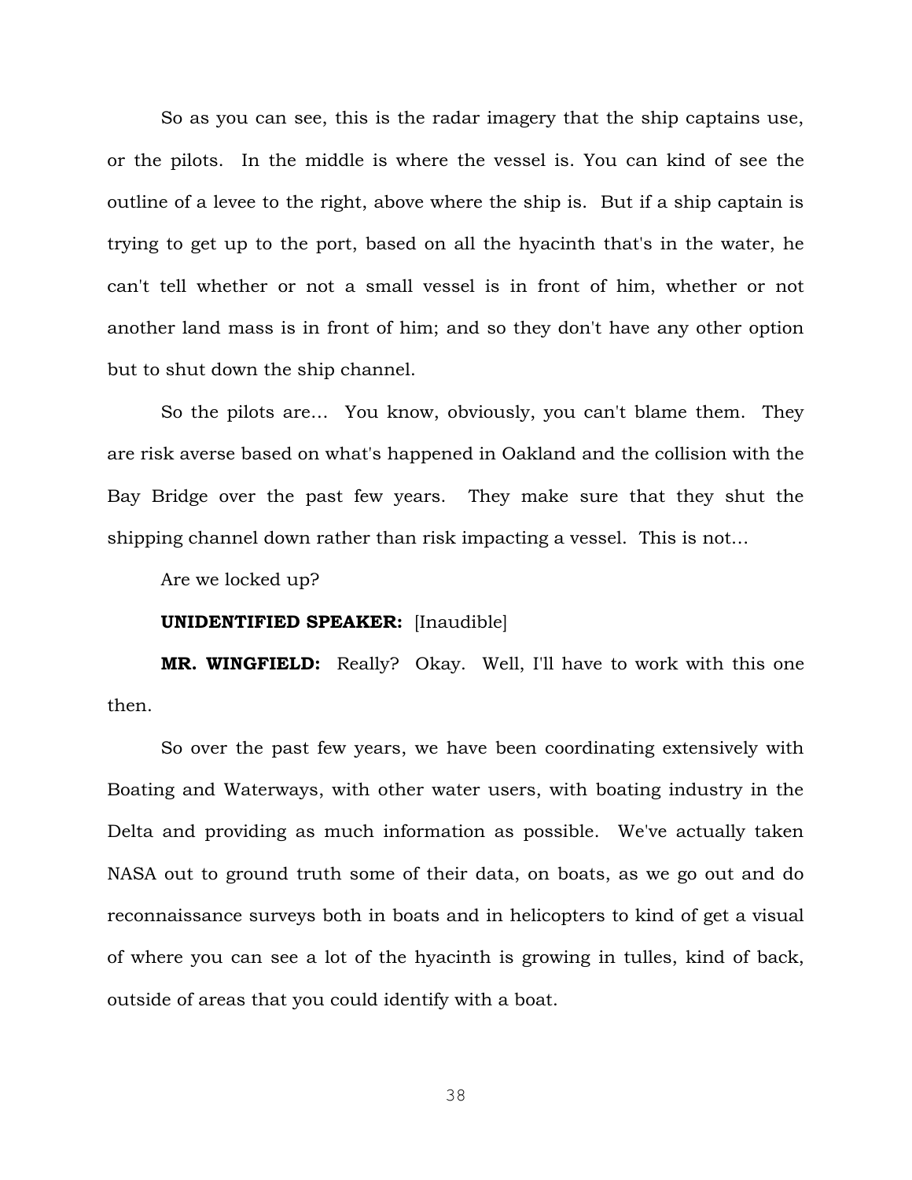So as you can see, this is the radar imagery that the ship captains use, or the pilots. In the middle is where the vessel is. You can kind of see the outline of a levee to the right, above where the ship is. But if a ship captain is trying to get up to the port, based on all the hyacinth that's in the water, he can't tell whether or not a small vessel is in front of him, whether or not another land mass is in front of him; and so they don't have any other option but to shut down the ship channel.

So the pilots are… You know, obviously, you can't blame them. They are risk averse based on what's happened in Oakland and the collision with the Bay Bridge over the past few years. They make sure that they shut the shipping channel down rather than risk impacting a vessel. This is not…

Are we locked up?

**UNIDENTIFIED SPEAKER:** [Inaudible]

**MR. WINGFIELD:** Really? Okay. Well, I'll have to work with this one then.

So over the past few years, we have been coordinating extensively with Boating and Waterways, with other water users, with boating industry in the Delta and providing as much information as possible. We've actually taken NASA out to ground truth some of their data, on boats, as we go out and do reconnaissance surveys both in boats and in helicopters to kind of get a visual of where you can see a lot of the hyacinth is growing in tulles, kind of back, outside of areas that you could identify with a boat.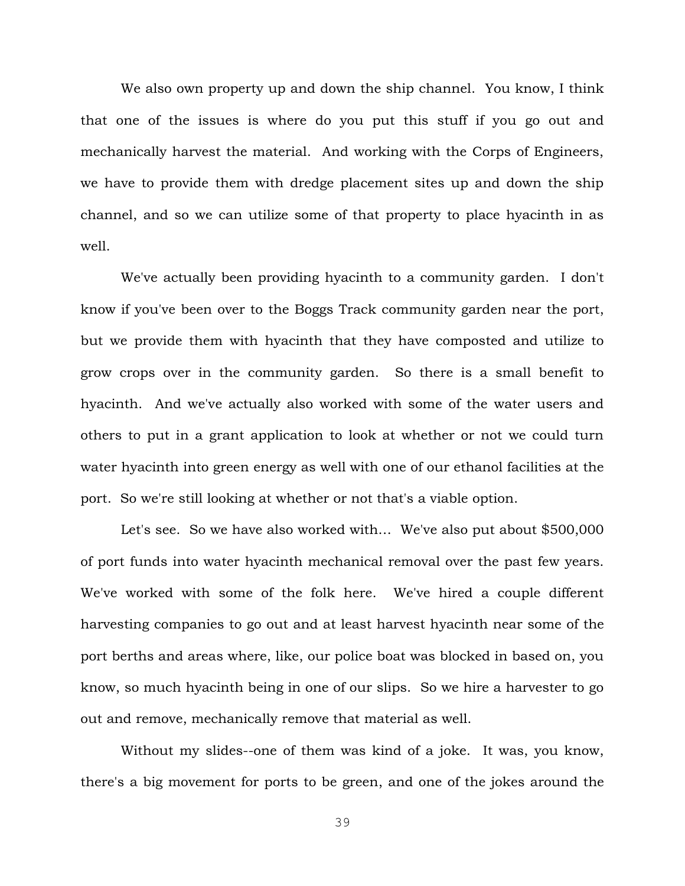We also own property up and down the ship channel. You know, I think that one of the issues is where do you put this stuff if you go out and mechanically harvest the material. And working with the Corps of Engineers, we have to provide them with dredge placement sites up and down the ship channel, and so we can utilize some of that property to place hyacinth in as well.

We've actually been providing hyacinth to a community garden. I don't know if you've been over to the Boggs Track community garden near the port, but we provide them with hyacinth that they have composted and utilize to grow crops over in the community garden. So there is a small benefit to hyacinth. And we've actually also worked with some of the water users and others to put in a grant application to look at whether or not we could turn water hyacinth into green energy as well with one of our ethanol facilities at the port. So we're still looking at whether or not that's a viable option.

Let's see. So we have also worked with… We've also put about $500,000 of port funds into water hyacinth mechanical removal over the past few years. We've worked with some of the folk here. We've hired a couple different harvesting companies to go out and at least harvest hyacinth near some of the port berths and areas where, like, our police boat was blocked in based on, you know, so much hyacinth being in one of our slips. So we hire a harvester to go out and remove, mechanically remove that material as well.

Without my slides--one of them was kind of a joke. It was, you know, there's a big movement for ports to be green, and one of the jokes around the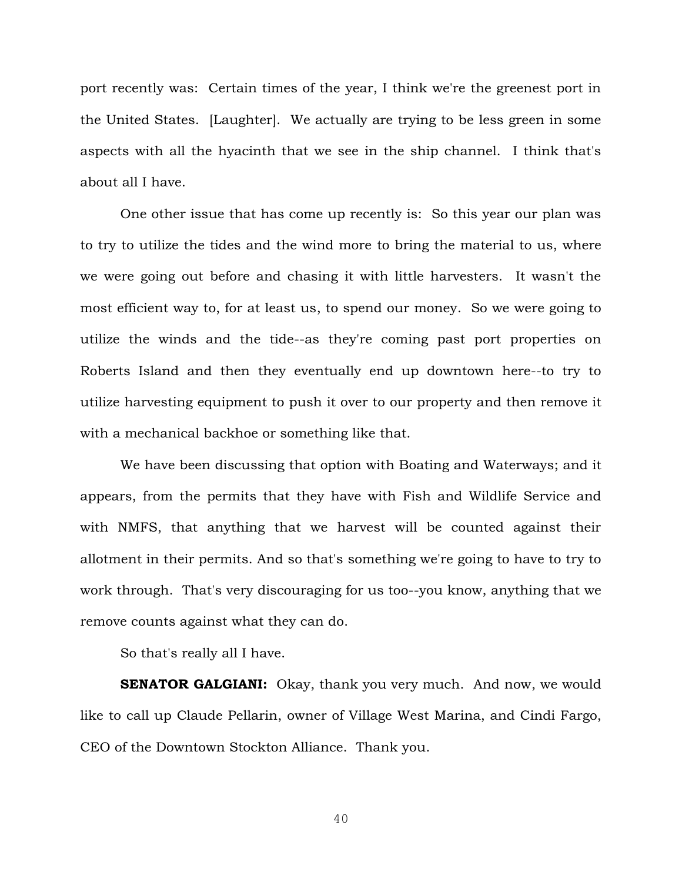port recently was: Certain times of the year, I think we're the greenest port in the United States. [Laughter]. We actually are trying to be less green in some aspects with all the hyacinth that we see in the ship channel. I think that's about all I have.

One other issue that has come up recently is: So this year our plan was to try to utilize the tides and the wind more to bring the material to us, where we were going out before and chasing it with little harvesters. It wasn't the most efficient way to, for at least us, to spend our money. So we were going to utilize the winds and the tide--as they're coming past port properties on Roberts Island and then they eventually end up downtown here--to try to utilize harvesting equipment to push it over to our property and then remove it with a mechanical backhoe or something like that.

We have been discussing that option with Boating and Waterways; and it appears, from the permits that they have with Fish and Wildlife Service and with NMFS, that anything that we harvest will be counted against their allotment in their permits. And so that's something we're going to have to try to work through. That's very discouraging for us too--you know, anything that we remove counts against what they can do.

So that's really all I have.

**SENATOR GALGIANI:** Okay, thank you very much. And now, we would like to call up Claude Pellarin, owner of Village West Marina, and Cindi Fargo, CEO of the Downtown Stockton Alliance. Thank you.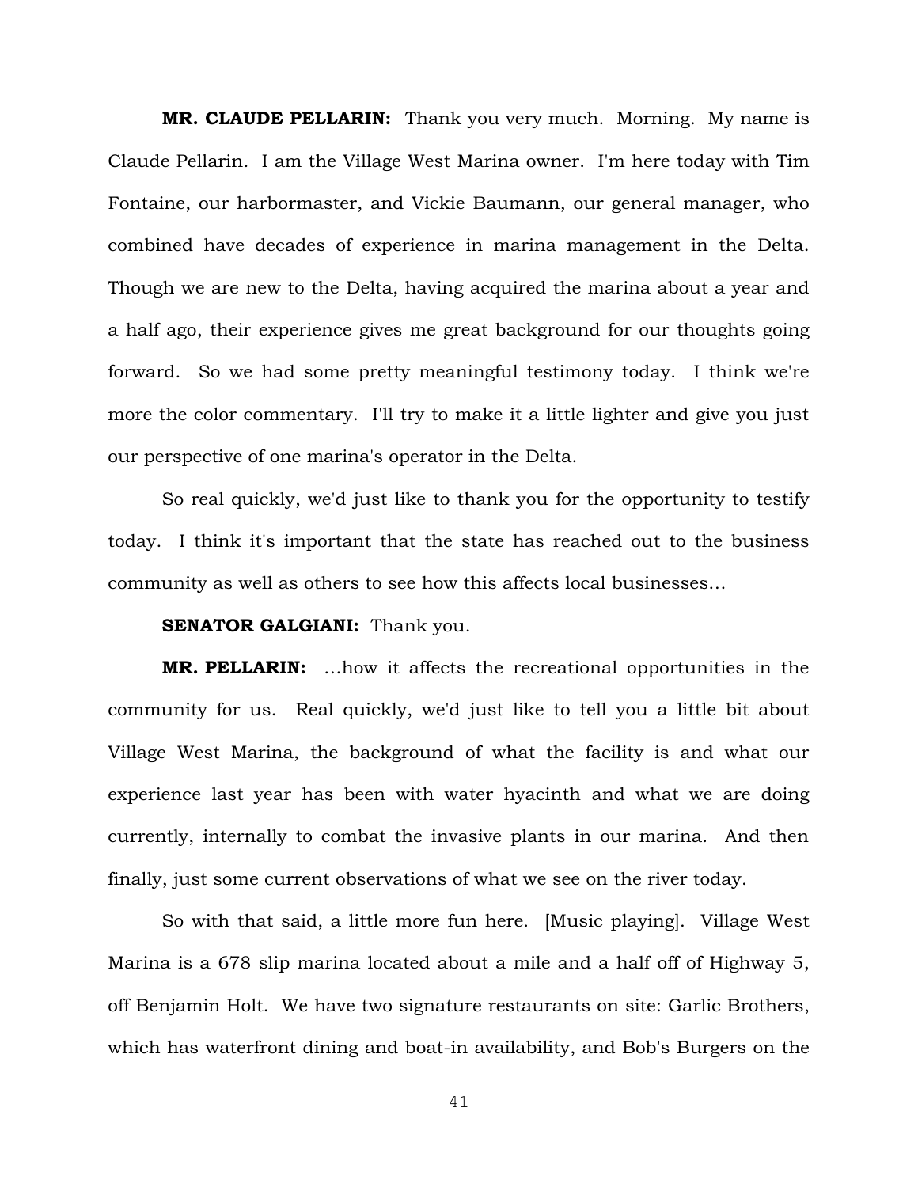**MR. CLAUDE PELLARIN:** Thank you very much. Morning. My name is Claude Pellarin. I am the Village West Marina owner. I'm here today with Tim Fontaine, our harbormaster, and Vickie Baumann, our general manager, who combined have decades of experience in marina management in the Delta. Though we are new to the Delta, having acquired the marina about a year and a half ago, their experience gives me great background for our thoughts going forward. So we had some pretty meaningful testimony today. I think we're more the color commentary. I'll try to make it a little lighter and give you just our perspective of one marina's operator in the Delta.

So real quickly, we'd just like to thank you for the opportunity to testify today. I think it's important that the state has reached out to the business community as well as others to see how this affects local businesses…

**SENATOR GALGIANI:** Thank you.

**MR. PELLARIN:** …how it affects the recreational opportunities in the community for us. Real quickly, we'd just like to tell you a little bit about Village West Marina, the background of what the facility is and what our experience last year has been with water hyacinth and what we are doing currently, internally to combat the invasive plants in our marina. And then finally, just some current observations of what we see on the river today.

So with that said, a little more fun here. [Music playing]. Village West Marina is a 678 slip marina located about a mile and a half off of Highway 5, off Benjamin Holt. We have two signature restaurants on site: Garlic Brothers, which has waterfront dining and boat-in availability, and Bob's Burgers on the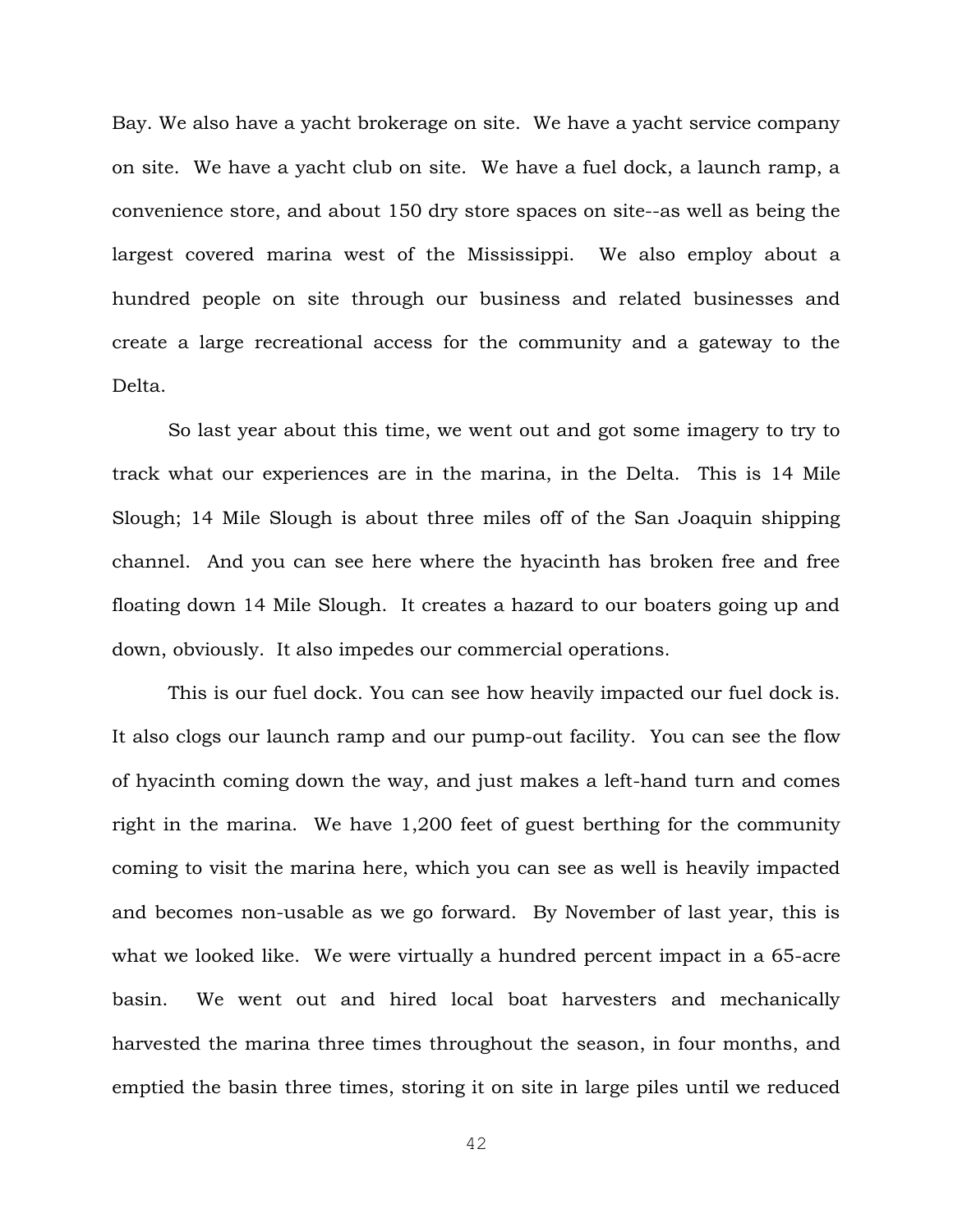Bay. We also have a yacht brokerage on site. We have a yacht service company on site. We have a yacht club on site. We have a fuel dock, a launch ramp, a convenience store, and about 150 dry store spaces on site--as well as being the largest covered marina west of the Mississippi. We also employ about a hundred people on site through our business and related businesses and create a large recreational access for the community and a gateway to the Delta.

So last year about this time, we went out and got some imagery to try to track what our experiences are in the marina, in the Delta. This is 14 Mile Slough; 14 Mile Slough is about three miles off of the San Joaquin shipping channel. And you can see here where the hyacinth has broken free and free floating down 14 Mile Slough. It creates a hazard to our boaters going up and down, obviously. It also impedes our commercial operations.

This is our fuel dock. You can see how heavily impacted our fuel dock is. It also clogs our launch ramp and our pump-out facility. You can see the flow of hyacinth coming down the way, and just makes a left-hand turn and comes right in the marina. We have 1,200 feet of guest berthing for the community coming to visit the marina here, which you can see as well is heavily impacted and becomes non-usable as we go forward. By November of last year, this is what we looked like. We were virtually a hundred percent impact in a 65-acre basin. We went out and hired local boat harvesters and mechanically harvested the marina three times throughout the season, in four months, and emptied the basin three times, storing it on site in large piles until we reduced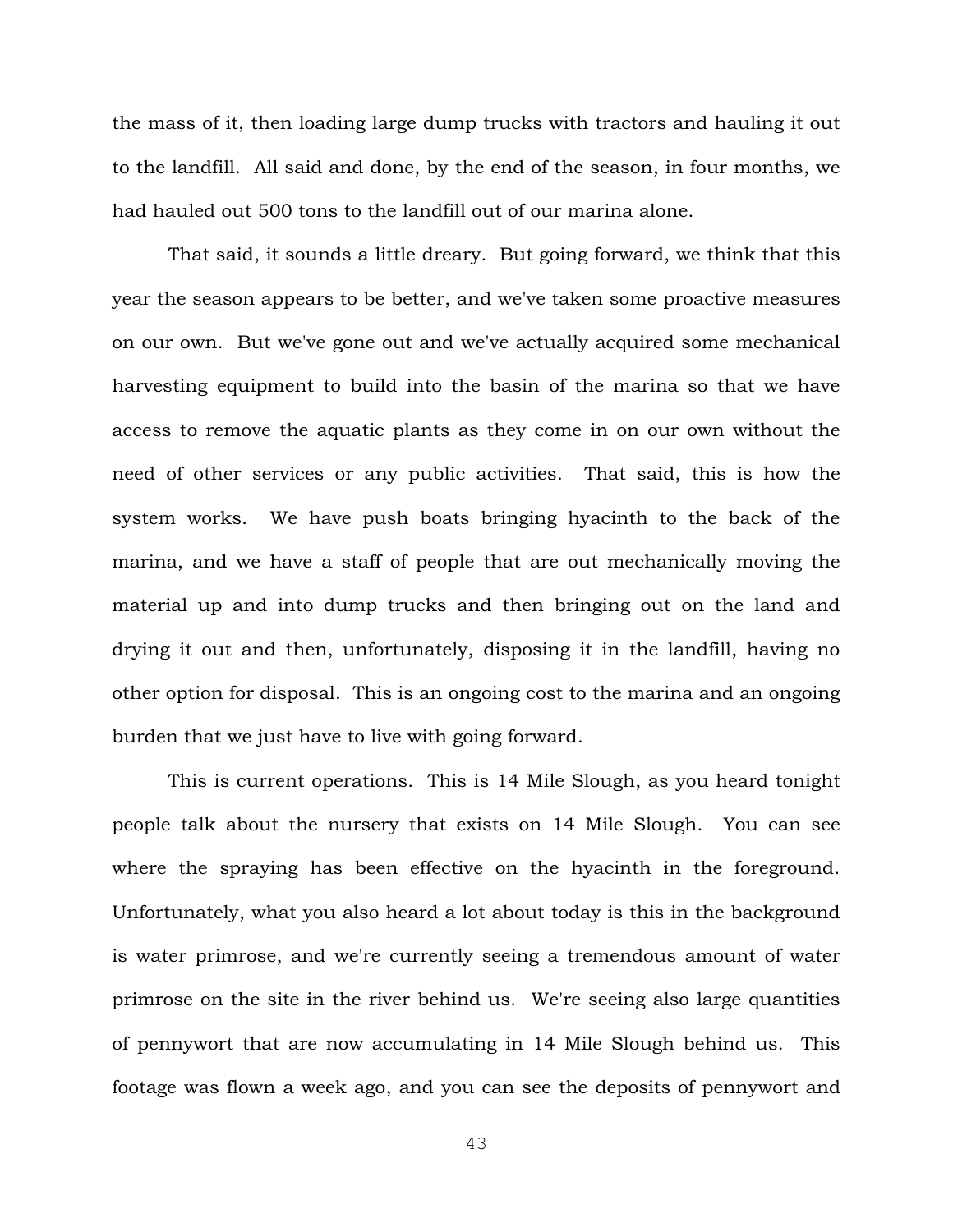the mass of it, then loading large dump trucks with tractors and hauling it out to the landfill. All said and done, by the end of the season, in four months, we had hauled out 500 tons to the landfill out of our marina alone.

That said, it sounds a little dreary. But going forward, we think that this year the season appears to be better, and we've taken some proactive measures on our own. But we've gone out and we've actually acquired some mechanical harvesting equipment to build into the basin of the marina so that we have access to remove the aquatic plants as they come in on our own without the need of other services or any public activities. That said, this is how the system works. We have push boats bringing hyacinth to the back of the marina, and we have a staff of people that are out mechanically moving the material up and into dump trucks and then bringing out on the land and drying it out and then, unfortunately, disposing it in the landfill, having no other option for disposal. This is an ongoing cost to the marina and an ongoing burden that we just have to live with going forward.

This is current operations. This is 14 Mile Slough, as you heard tonight people talk about the nursery that exists on 14 Mile Slough. You can see where the spraying has been effective on the hyacinth in the foreground. Unfortunately, what you also heard a lot about today is this in the background is water primrose, and we're currently seeing a tremendous amount of water primrose on the site in the river behind us. We're seeing also large quantities of pennywort that are now accumulating in 14 Mile Slough behind us. This footage was flown a week ago, and you can see the deposits of pennywort and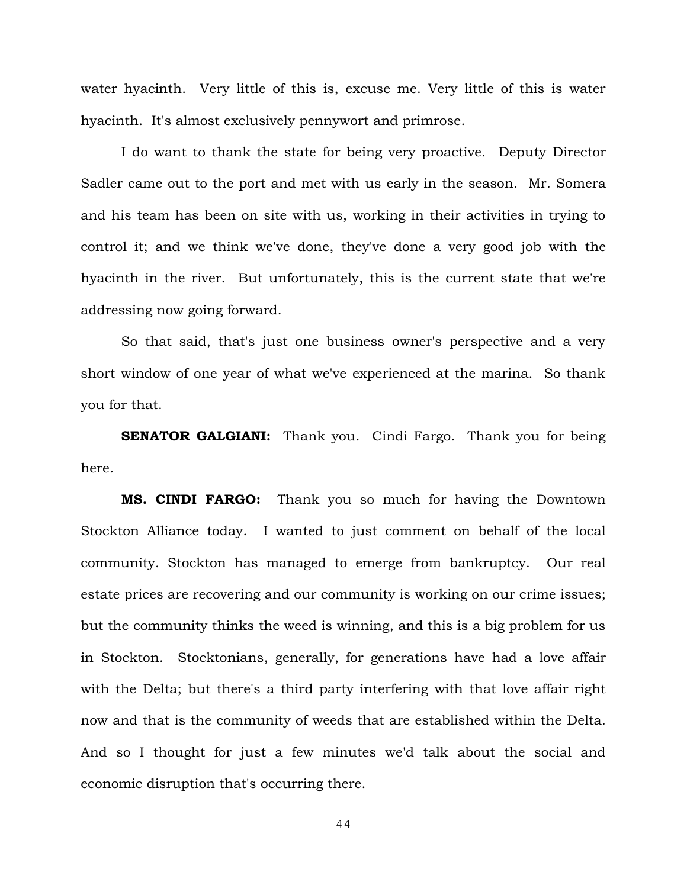water hyacinth. Very little of this is, excuse me. Very little of this is water hyacinth. It's almost exclusively pennywort and primrose.

I do want to thank the state for being very proactive. Deputy Director Sadler came out to the port and met with us early in the season. Mr. Somera and his team has been on site with us, working in their activities in trying to control it; and we think we've done, they've done a very good job with the hyacinth in the river. But unfortunately, this is the current state that we're addressing now going forward.

So that said, that's just one business owner's perspective and a very short window of one year of what we've experienced at the marina. So thank you for that.

**SENATOR GALGIANI:** Thank you. Cindi Fargo. Thank you for being here.

**MS. CINDI FARGO:** Thank you so much for having the Downtown Stockton Alliance today. I wanted to just comment on behalf of the local community. Stockton has managed to emerge from bankruptcy. Our real estate prices are recovering and our community is working on our crime issues; but the community thinks the weed is winning, and this is a big problem for us in Stockton. Stocktonians, generally, for generations have had a love affair with the Delta; but there's a third party interfering with that love affair right now and that is the community of weeds that are established within the Delta. And so I thought for just a few minutes we'd talk about the social and economic disruption that's occurring there.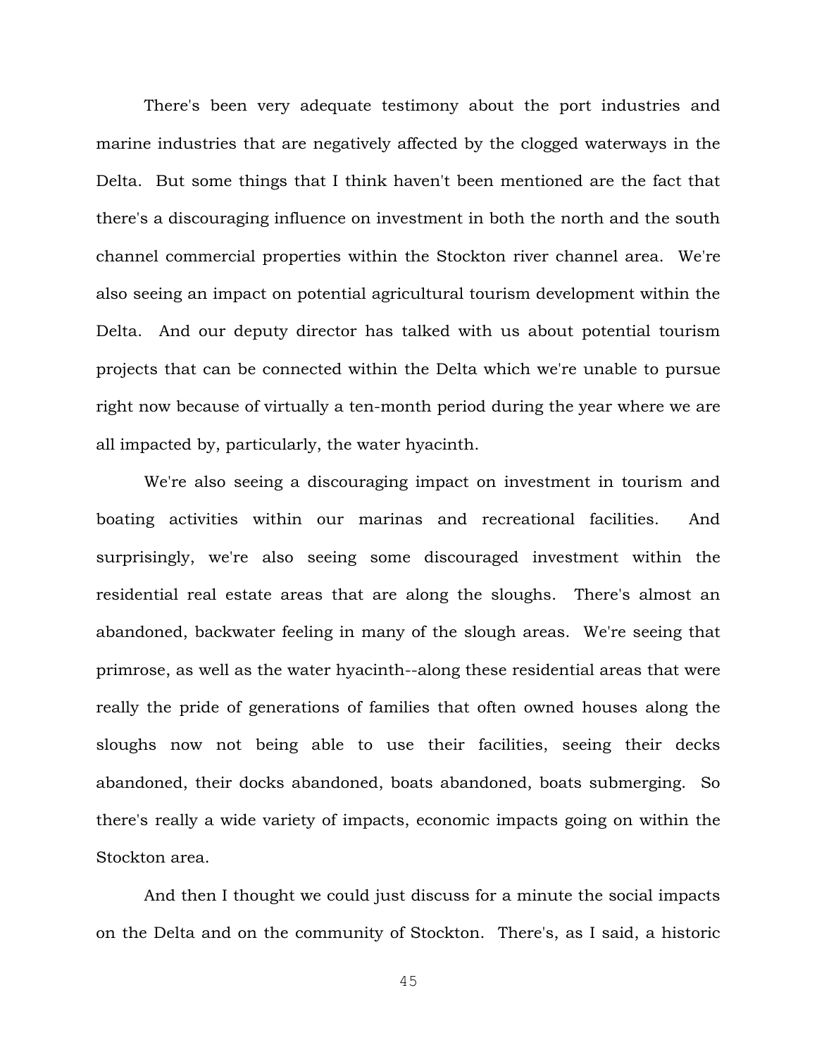There's been very adequate testimony about the port industries and marine industries that are negatively affected by the clogged waterways in the Delta. But some things that I think haven't been mentioned are the fact that there's a discouraging influence on investment in both the north and the south channel commercial properties within the Stockton river channel area. We're also seeing an impact on potential agricultural tourism development within the Delta. And our deputy director has talked with us about potential tourism projects that can be connected within the Delta which we're unable to pursue right now because of virtually a ten-month period during the year where we are all impacted by, particularly, the water hyacinth.

We're also seeing a discouraging impact on investment in tourism and boating activities within our marinas and recreational facilities. And surprisingly, we're also seeing some discouraged investment within the residential real estate areas that are along the sloughs. There's almost an abandoned, backwater feeling in many of the slough areas. We're seeing that primrose, as well as the water hyacinth--along these residential areas that were really the pride of generations of families that often owned houses along the sloughs now not being able to use their facilities, seeing their decks abandoned, their docks abandoned, boats abandoned, boats submerging. So there's really a wide variety of impacts, economic impacts going on within the Stockton area.

And then I thought we could just discuss for a minute the social impacts on the Delta and on the community of Stockton. There's, as I said, a historic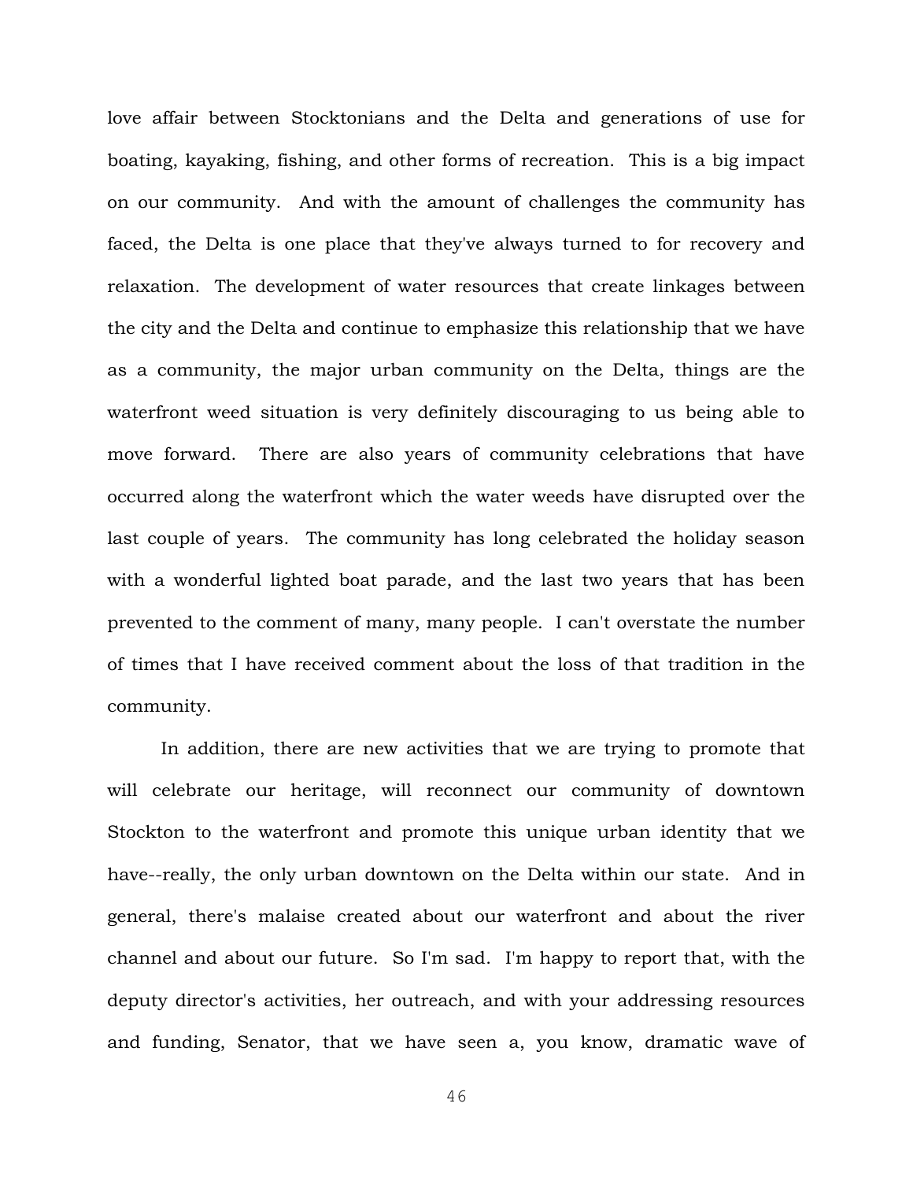love affair between Stocktonians and the Delta and generations of use for boating, kayaking, fishing, and other forms of recreation. This is a big impact on our community. And with the amount of challenges the community has faced, the Delta is one place that they've always turned to for recovery and relaxation. The development of water resources that create linkages between the city and the Delta and continue to emphasize this relationship that we have as a community, the major urban community on the Delta, things are the waterfront weed situation is very definitely discouraging to us being able to move forward. There are also years of community celebrations that have occurred along the waterfront which the water weeds have disrupted over the last couple of years. The community has long celebrated the holiday season with a wonderful lighted boat parade, and the last two years that has been prevented to the comment of many, many people. I can't overstate the number of times that I have received comment about the loss of that tradition in the community.

In addition, there are new activities that we are trying to promote that will celebrate our heritage, will reconnect our community of downtown Stockton to the waterfront and promote this unique urban identity that we have--really, the only urban downtown on the Delta within our state. And in general, there's malaise created about our waterfront and about the river channel and about our future. So I'm sad. I'm happy to report that, with the deputy director's activities, her outreach, and with your addressing resources and funding, Senator, that we have seen a, you know, dramatic wave of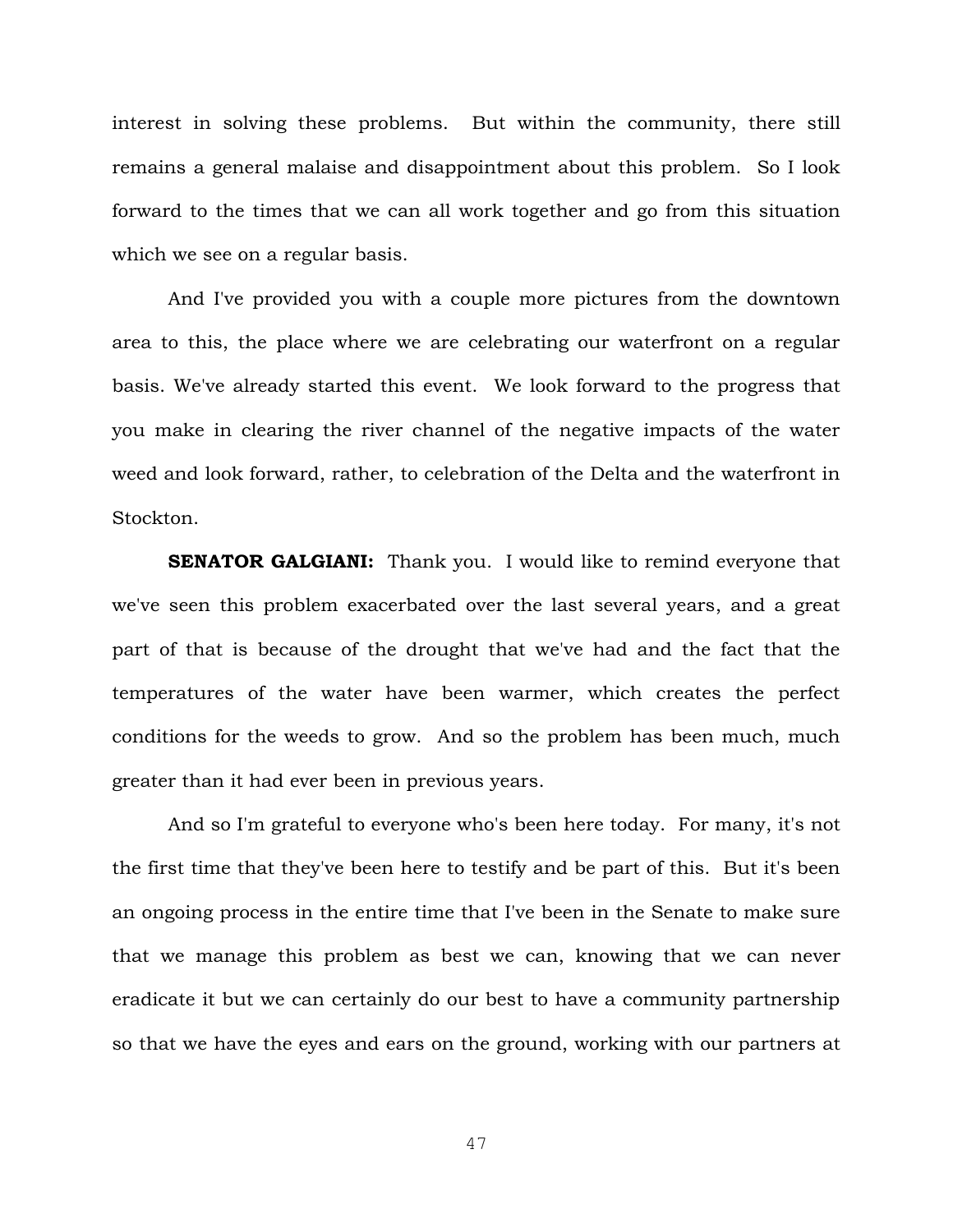interest in solving these problems. But within the community, there still remains a general malaise and disappointment about this problem. So I look forward to the times that we can all work together and go from this situation which we see on a regular basis.

And I've provided you with a couple more pictures from the downtown area to this, the place where we are celebrating our waterfront on a regular basis. We've already started this event. We look forward to the progress that you make in clearing the river channel of the negative impacts of the water weed and look forward, rather, to celebration of the Delta and the waterfront in Stockton.

**SENATOR GALGIANI:** Thank you. I would like to remind everyone that we've seen this problem exacerbated over the last several years, and a great part of that is because of the drought that we've had and the fact that the temperatures of the water have been warmer, which creates the perfect conditions for the weeds to grow. And so the problem has been much, much greater than it had ever been in previous years.

And so I'm grateful to everyone who's been here today. For many, it's not the first time that they've been here to testify and be part of this. But it's been an ongoing process in the entire time that I've been in the Senate to make sure that we manage this problem as best we can, knowing that we can never eradicate it but we can certainly do our best to have a community partnership so that we have the eyes and ears on the ground, working with our partners at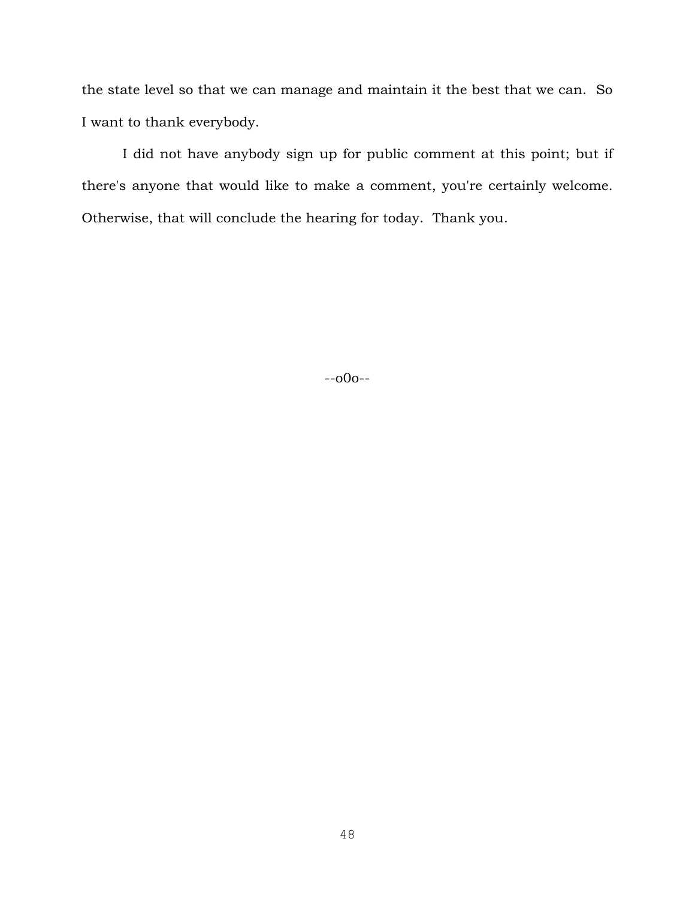the state level so that we can manage and maintain it the best that we can. So I want to thank everybody.

I did not have anybody sign up for public comment at this point; but if there's anyone that would like to make a comment, you're certainly welcome. Otherwise, that will conclude the hearing for today. Thank you.

--o0o--